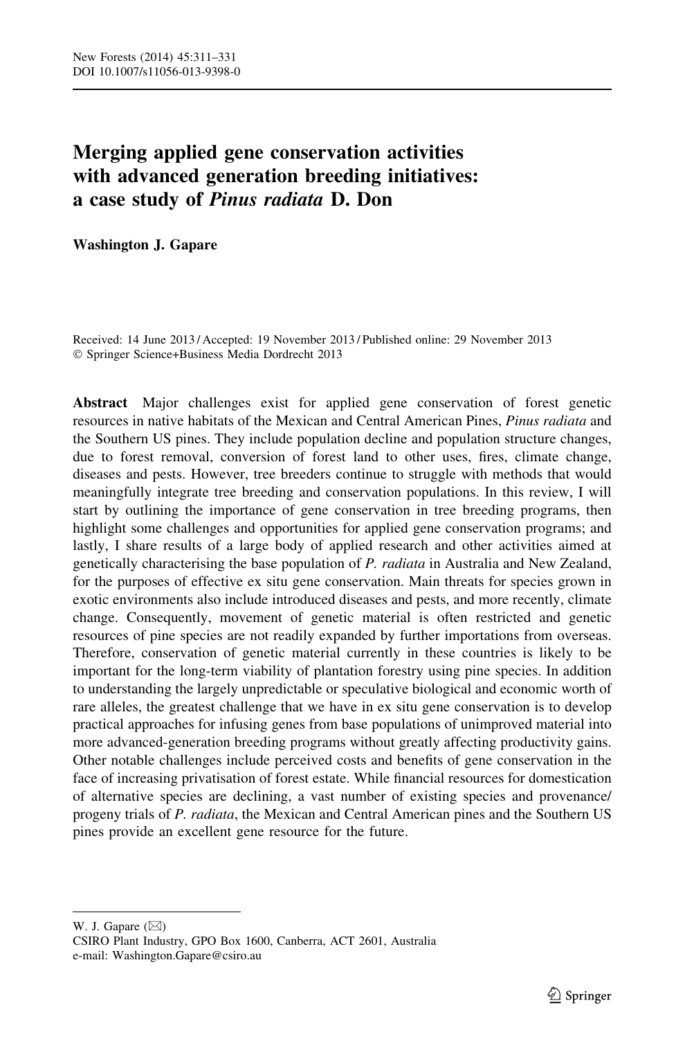# Merging applied gene conservation activities with advanced generation breeding initiatives: a case study of *Pinus radiata* D. Don

**Washington J. Gapare**

Received: 14 June 2013 / Accepted: 19 November 2013 / Published online: 29 November 2013
© Springer Science+Business Media Dordrecht 2013

**Abstract** Major challenges exist for applied gene conservation of forest genetic resources in native habitats of the Mexican and Central American Pines, *Pinus radiata* and the Southern US pines. They include population decline and population structure changes, due to forest removal, conversion of forest land to other uses, fires, climate change, diseases and pests. However, tree breeders continue to struggle with methods that would meaningfully integrate tree breeding and conservation populations. In this review, I will start by outlining the importance of gene conservation in tree breeding programs, then highlight some challenges and opportunities for applied gene conservation programs; and lastly, I share results of a large body of applied research and other activities aimed at genetically characterising the base population of *P. radiata* in Australia and New Zealand, for the purposes of effective ex situ gene conservation. Main threats for species grown in exotic environments also include introduced diseases and pests, and more recently, climate change. Consequently, movement of genetic material is often restricted and genetic resources of pine species are not readily expanded by further importations from overseas. Therefore, conservation of genetic material currently in these countries is likely to be important for the long-term viability of plantation forestry using pine species. In addition to understanding the largely unpredictable or speculative biological and economic worth of rare alleles, the greatest challenge that we have in ex situ gene conservation is to develop practical approaches for infusing genes from base populations of unimproved material into more advanced-generation breeding programs without greatly affecting productivity gains. Other notable challenges include perceived costs and benefits of gene conservation in the face of increasing privatisation of forest estate. While financial resources for domestication of alternative species are declining, a vast number of existing species and provenance/progeny trials of *P. radiata*, the Mexican and Central American pines and the Southern US pines provide an excellent gene resource for the future.

---

W. J. Gapare (✉)
CSIRO Plant Industry, GPO Box 1600, Canberra, ACT 2601, Australia
e-mail: Washington.Gapare@csiro.au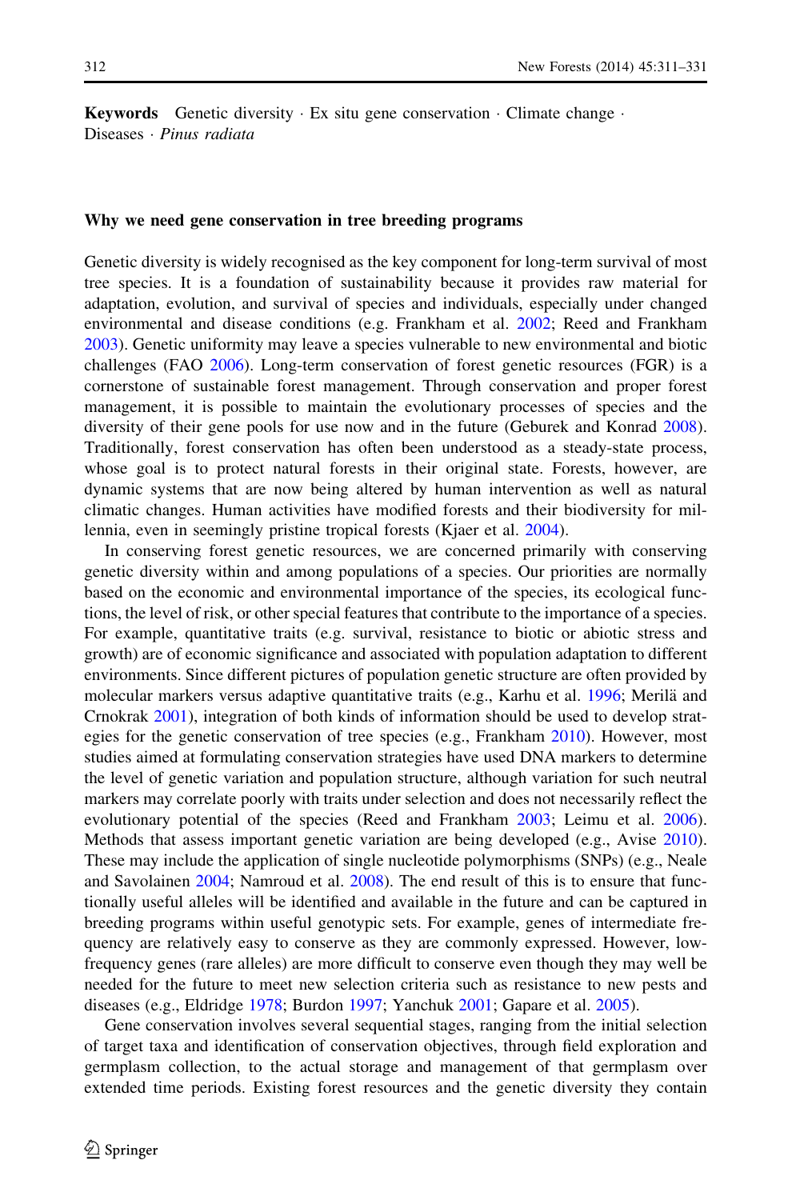**Keywords** Genetic diversity · Ex situ gene conservation · Climate change · Diseases · *Pinus radiata*

## Why we need gene conservation in tree breeding programs

Genetic diversity is widely recognised as the key component for long-term survival of most tree species. It is a foundation of sustainability because it provides raw material for adaptation, evolution, and survival of species and individuals, especially under changed environmental and disease conditions (e.g. Frankham et al. 2002; Reed and Frankham 2003). Genetic uniformity may leave a species vulnerable to new environmental and biotic challenges (FAO 2006). Long-term conservation of forest genetic resources (FGR) is a cornerstone of sustainable forest management. Through conservation and proper forest management, it is possible to maintain the evolutionary processes of species and the diversity of their gene pools for use now and in the future (Geburek and Konrad 2008). Traditionally, forest conservation has often been understood as a steady-state process, whose goal is to protect natural forests in their original state. Forests, however, are dynamic systems that are now being altered by human intervention as well as natural climatic changes. Human activities have modified forests and their biodiversity for millennia, even in seemingly pristine tropical forests (Kjaer et al. 2004).

In conserving forest genetic resources, we are concerned primarily with conserving genetic diversity within and among populations of a species. Our priorities are normally based on the economic and environmental importance of the species, its ecological functions, the level of risk, or other special features that contribute to the importance of a species. For example, quantitative traits (e.g. survival, resistance to biotic or abiotic stress and growth) are of economic significance and associated with population adaptation to different environments. Since different pictures of population genetic structure are often provided by molecular markers versus adaptive quantitative traits (e.g., Karhu et al. 1996; Merilä and Crnokrak 2001), integration of both kinds of information should be used to develop strategies for the genetic conservation of tree species (e.g., Frankham 2010). However, most studies aimed at formulating conservation strategies have used DNA markers to determine the level of genetic variation and population structure, although variation for such neutral markers may correlate poorly with traits under selection and does not necessarily reflect the evolutionary potential of the species (Reed and Frankham 2003; Leimu et al. 2006). Methods that assess important genetic variation are being developed (e.g., Avise 2010). These may include the application of single nucleotide polymorphisms (SNPs) (e.g., Neale and Savolainen 2004; Namroud et al. 2008). The end result of this is to ensure that functionally useful alleles will be identified and available in the future and can be captured in breeding programs within useful genotypic sets. For example, genes of intermediate frequency are relatively easy to conserve as they are commonly expressed. However, low-frequency genes (rare alleles) are more difficult to conserve even though they may well be needed for the future to meet new selection criteria such as resistance to new pests and diseases (e.g., Eldridge 1978; Burdon 1997; Yanchuk 2001; Gapare et al. 2005).

Gene conservation involves several sequential stages, ranging from the initial selection of target taxa and identification of conservation objectives, through field exploration and germplasm collection, to the actual storage and management of that germplasm over extended time periods. Existing forest resources and the genetic diversity they contain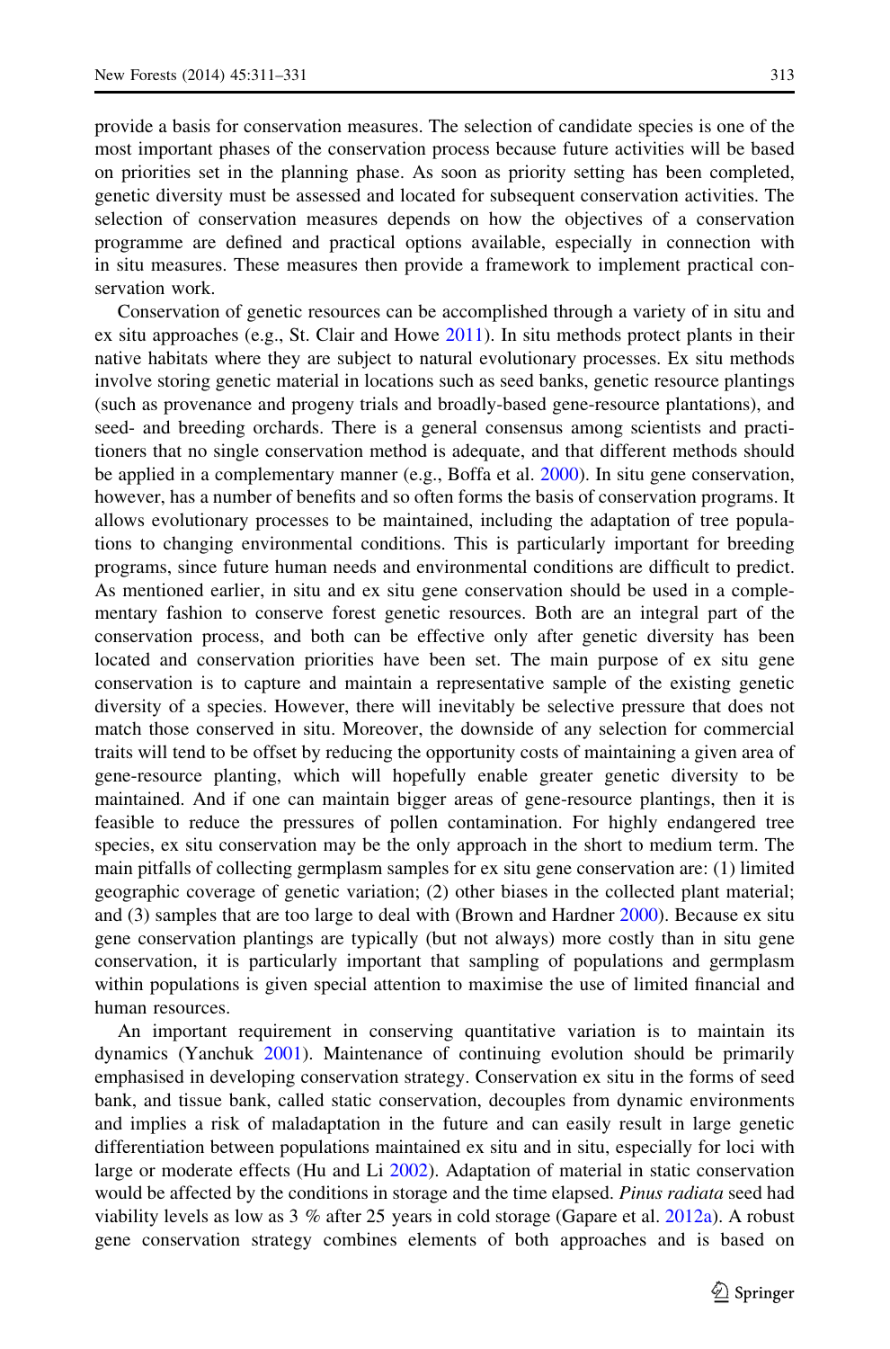provide a basis for conservation measures. The selection of candidate species is one of the most important phases of the conservation process because future activities will be based on priorities set in the planning phase. As soon as priority setting has been completed, genetic diversity must be assessed and located for subsequent conservation activities. The selection of conservation measures depends on how the objectives of a conservation programme are defined and practical options available, especially in connection with in situ measures. These measures then provide a framework to implement practical conservation work.

Conservation of genetic resources can be accomplished through a variety of in situ and ex situ approaches (e.g., St. Clair and Howe 2011). In situ methods protect plants in their native habitats where they are subject to natural evolutionary processes. Ex situ methods involve storing genetic material in locations such as seed banks, genetic resource plantings (such as provenance and progeny trials and broadly-based gene-resource plantations), and seed- and breeding orchards. There is a general consensus among scientists and practitioners that no single conservation method is adequate, and that different methods should be applied in a complementary manner (e.g., Boffa et al. 2000). In situ gene conservation, however, has a number of benefits and so often forms the basis of conservation programs. It allows evolutionary processes to be maintained, including the adaptation of tree populations to changing environmental conditions. This is particularly important for breeding programs, since future human needs and environmental conditions are difficult to predict. As mentioned earlier, in situ and ex situ gene conservation should be used in a complementary fashion to conserve forest genetic resources. Both are an integral part of the conservation process, and both can be effective only after genetic diversity has been located and conservation priorities have been set. The main purpose of ex situ gene conservation is to capture and maintain a representative sample of the existing genetic diversity of a species. However, there will inevitably be selective pressure that does not match those conserved in situ. Moreover, the downside of any selection for commercial traits will tend to be offset by reducing the opportunity costs of maintaining a given area of gene-resource planting, which will hopefully enable greater genetic diversity to be maintained. And if one can maintain bigger areas of gene-resource plantings, then it is feasible to reduce the pressures of pollen contamination. For highly endangered tree species, ex situ conservation may be the only approach in the short to medium term. The main pitfalls of collecting germplasm samples for ex situ gene conservation are: (1) limited geographic coverage of genetic variation; (2) other biases in the collected plant material; and (3) samples that are too large to deal with (Brown and Hardner 2000). Because ex situ gene conservation plantings are typically (but not always) more costly than in situ gene conservation, it is particularly important that sampling of populations and germplasm within populations is given special attention to maximise the use of limited financial and human resources.

An important requirement in conserving quantitative variation is to maintain its dynamics (Yanchuk 2001). Maintenance of continuing evolution should be primarily emphasised in developing conservation strategy. Conservation ex situ in the forms of seed bank, and tissue bank, called static conservation, decouples from dynamic environments and implies a risk of maladaptation in the future and can easily result in large genetic differentiation between populations maintained ex situ and in situ, especially for loci with large or moderate effects (Hu and Li 2002). Adaptation of material in static conservation would be affected by the conditions in storage and the time elapsed. *Pinus radiata* seed had viability levels as low as 3 % after 25 years in cold storage (Gapare et al. 2012a). A robust gene conservation strategy combines elements of both approaches and is based on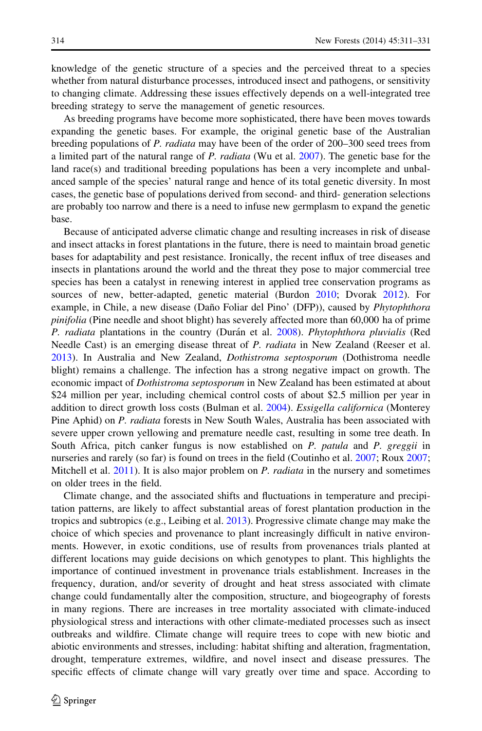knowledge of the genetic structure of a species and the perceived threat to a species whether from natural disturbance processes, introduced insect and pathogens, or sensitivity to changing climate. Addressing these issues effectively depends on a well-integrated tree breeding strategy to serve the management of genetic resources.

As breeding programs have become more sophisticated, there have been moves towards expanding the genetic bases. For example, the original genetic base of the Australian breeding populations of *P. radiata* may have been of the order of 200–300 seed trees from a limited part of the natural range of *P. radiata* (Wu et al. 2007). The genetic base for the land race(s) and traditional breeding populations has been a very incomplete and unbalanced sample of the species' natural range and hence of its total genetic diversity. In most cases, the genetic base of populations derived from second- and third- generation selections are probably too narrow and there is a need to infuse new germplasm to expand the genetic base.

Because of anticipated adverse climatic change and resulting increases in risk of disease and insect attacks in forest plantations in the future, there is need to maintain broad genetic bases for adaptability and pest resistance. Ironically, the recent influx of tree diseases and insects in plantations around the world and the threat they pose to major commercial tree species has been a catalyst in renewing interest in applied tree conservation programs as sources of new, better-adapted, genetic material (Burdon 2010; Dvorak 2012). For example, in Chile, a new disease (Daño Foliar del Pino' (DFP)), caused by *Phytophthora pinifolia* (Pine needle and shoot blight) has severely affected more than 60,000 ha of prime *P. radiata* plantations in the country (Durán et al. 2008). *Phytophthora pluvialis* (Red Needle Cast) is an emerging disease threat of *P. radiata* in New Zealand (Reeser et al. 2013). In Australia and New Zealand, *Dothistroma septosporum* (Dothistroma needle blight) remains a challenge. The infection has a strong negative impact on growth. The economic impact of *Dothistroma septosporum* in New Zealand has been estimated at about \$24 million per year, including chemical control costs of about \$2.5 million per year in addition to direct growth loss costs (Bulman et al. 2004). *Essigella californica* (Monterey Pine Aphid) on *P. radiata* forests in New South Wales, Australia has been associated with severe upper crown yellowing and premature needle cast, resulting in some tree death. In South Africa, pitch canker fungus is now established on *P. patula* and *P. greggii* in nurseries and rarely (so far) is found on trees in the field (Coutinho et al. 2007; Roux 2007; Mitchell et al. 2011). It is also major problem on *P. radiata* in the nursery and sometimes on older trees in the field.

Climate change, and the associated shifts and fluctuations in temperature and precipitation patterns, are likely to affect substantial areas of forest plantation production in the tropics and subtropics (e.g., Leibing et al. 2013). Progressive climate change may make the choice of which species and provenance to plant increasingly difficult in native environments. However, in exotic conditions, use of results from provenances trials planted at different locations may guide decisions on which genotypes to plant. This highlights the importance of continued investment in provenance trials establishment. Increases in the frequency, duration, and/or severity of drought and heat stress associated with climate change could fundamentally alter the composition, structure, and biogeography of forests in many regions. There are increases in tree mortality associated with climate-induced physiological stress and interactions with other climate-mediated processes such as insect outbreaks and wildfire. Climate change will require trees to cope with new biotic and abiotic environments and stresses, including: habitat shifting and alteration, fragmentation, drought, temperature extremes, wildfire, and novel insect and disease pressures. The specific effects of climate change will vary greatly over time and space. According to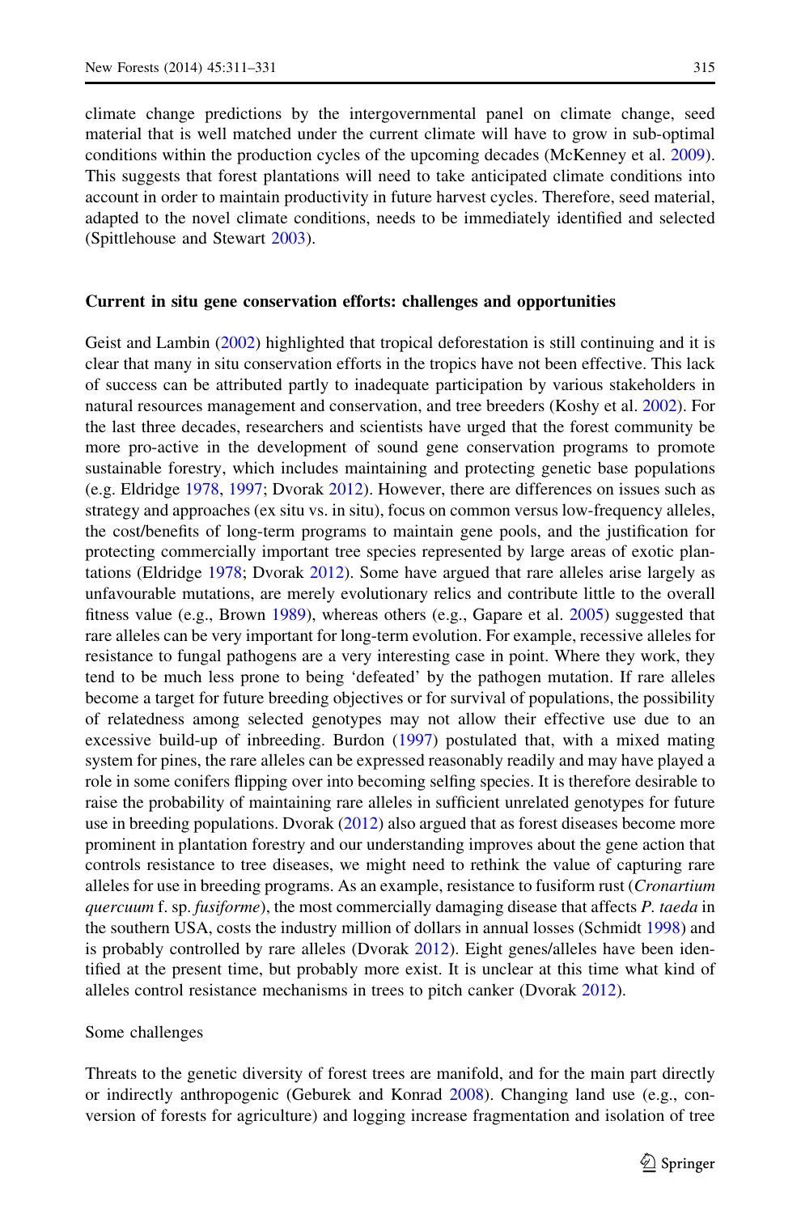climate change predictions by the intergovernmental panel on climate change, seed material that is well matched under the current climate will have to grow in sub-optimal conditions within the production cycles of the upcoming decades (McKenney et al. 2009). This suggests that forest plantations will need to take anticipated climate conditions into account in order to maintain productivity in future harvest cycles. Therefore, seed material, adapted to the novel climate conditions, needs to be immediately identified and selected (Spittlehouse and Stewart 2003).

## Current in situ gene conservation efforts: challenges and opportunities

Geist and Lambin (2002) highlighted that tropical deforestation is still continuing and it is clear that many in situ conservation efforts in the tropics have not been effective. This lack of success can be attributed partly to inadequate participation by various stakeholders in natural resources management and conservation, and tree breeders (Koshy et al. 2002). For the last three decades, researchers and scientists have urged that the forest community be more pro-active in the development of sound gene conservation programs to promote sustainable forestry, which includes maintaining and protecting genetic base populations (e.g. Eldridge 1978, 1997; Dvorak 2012). However, there are differences on issues such as strategy and approaches (ex situ vs. in situ), focus on common versus low-frequency alleles, the cost/benefits of long-term programs to maintain gene pools, and the justification for protecting commercially important tree species represented by large areas of exotic plantations (Eldridge 1978; Dvorak 2012). Some have argued that rare alleles arise largely as unfavourable mutations, are merely evolutionary relics and contribute little to the overall fitness value (e.g., Brown 1989), whereas others (e.g., Gapare et al. 2005) suggested that rare alleles can be very important for long-term evolution. For example, recessive alleles for resistance to fungal pathogens are a very interesting case in point. Where they work, they tend to be much less prone to being 'defeated' by the pathogen mutation. If rare alleles become a target for future breeding objectives or for survival of populations, the possibility of relatedness among selected genotypes may not allow their effective use due to an excessive build-up of inbreeding. Burdon (1997) postulated that, with a mixed mating system for pines, the rare alleles can be expressed reasonably readily and may have played a role in some conifers flipping over into becoming selfing species. It is therefore desirable to raise the probability of maintaining rare alleles in sufficient unrelated genotypes for future use in breeding populations. Dvorak (2012) also argued that as forest diseases become more prominent in plantation forestry and our understanding improves about the gene action that controls resistance to tree diseases, we might need to rethink the value of capturing rare alleles for use in breeding programs. As an example, resistance to fusiform rust (*Cronartium quercuum* f. sp. *fusiforme*), the most commercially damaging disease that affects *P. taeda* in the southern USA, costs the industry million of dollars in annual losses (Schmidt 1998) and is probably controlled by rare alleles (Dvorak 2012). Eight genes/alleles have been identified at the present time, but probably more exist. It is unclear at this time what kind of alleles control resistance mechanisms in trees to pitch canker (Dvorak 2012).

### Some challenges

Threats to the genetic diversity of forest trees are manifold, and for the main part directly or indirectly anthropogenic (Geburek and Konrad 2008). Changing land use (e.g., conversion of forests for agriculture) and logging increase fragmentation and isolation of tree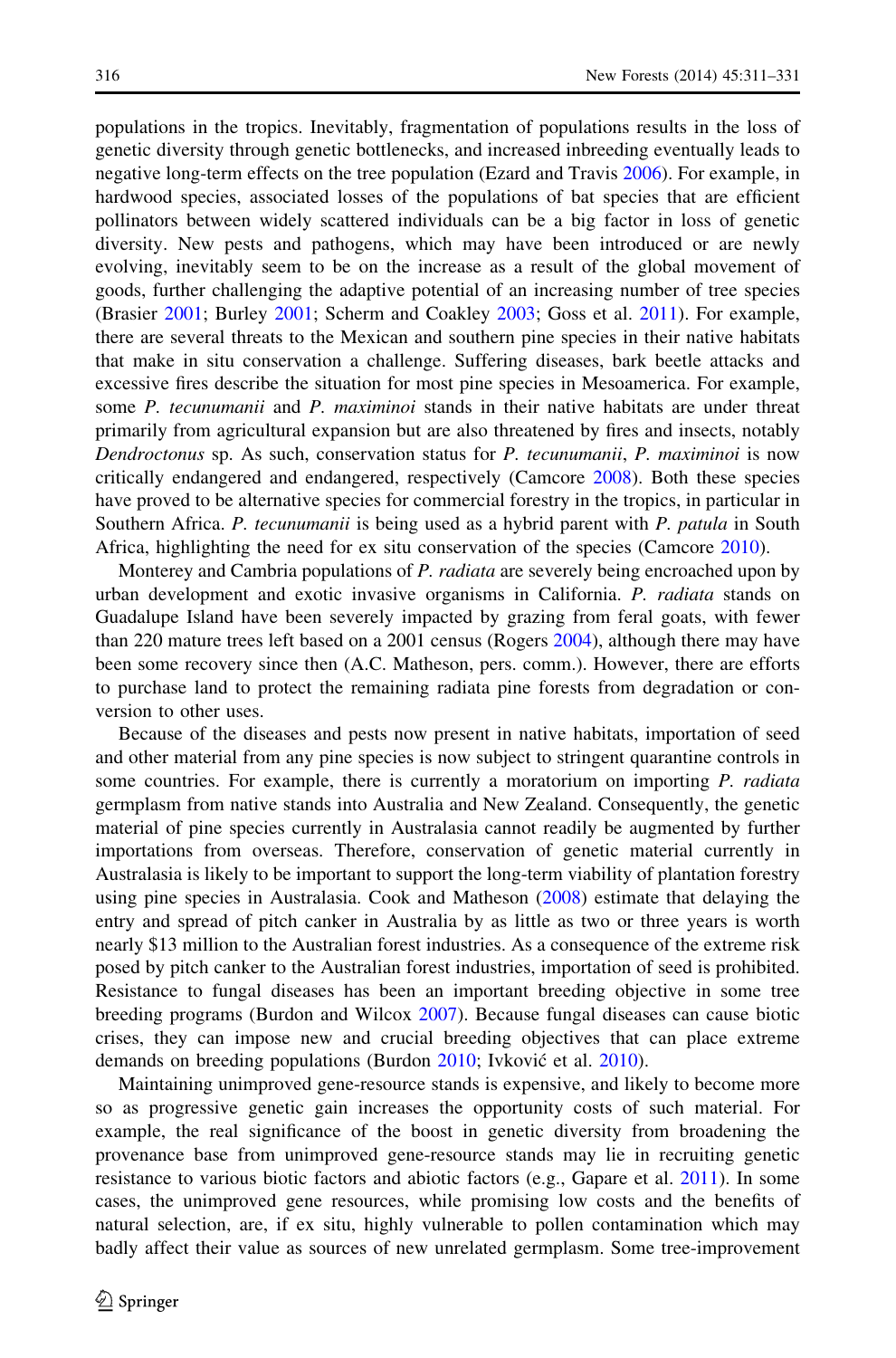populations in the tropics. Inevitably, fragmentation of populations results in the loss of genetic diversity through genetic bottlenecks, and increased inbreeding eventually leads to negative long-term effects on the tree population (Ezard and Travis 2006). For example, in hardwood species, associated losses of the populations of bat species that are efficient pollinators between widely scattered individuals can be a big factor in loss of genetic diversity. New pests and pathogens, which may have been introduced or are newly evolving, inevitably seem to be on the increase as a result of the global movement of goods, further challenging the adaptive potential of an increasing number of tree species (Brasier 2001; Burley 2001; Scherm and Coakley 2003; Goss et al. 2011). For example, there are several threats to the Mexican and southern pine species in their native habitats that make in situ conservation a challenge. Suffering diseases, bark beetle attacks and excessive fires describe the situation for most pine species in Mesoamerica. For example, some *P. tecunumanii* and *P. maximinoi* stands in their native habitats are under threat primarily from agricultural expansion but are also threatened by fires and insects, notably *Dendroctonus* sp. As such, conservation status for *P. tecunumanii*, *P. maximinoi* is now critically endangered and endangered, respectively (Camcore 2008). Both these species have proved to be alternative species for commercial forestry in the tropics, in particular in Southern Africa. *P. tecunumanii* is being used as a hybrid parent with *P. patula* in South Africa, highlighting the need for ex situ conservation of the species (Camcore 2010).

Monterey and Cambria populations of *P. radiata* are severely being encroached upon by urban development and exotic invasive organisms in California. *P. radiata* stands on Guadalupe Island have been severely impacted by grazing from feral goats, with fewer than 220 mature trees left based on a 2001 census (Rogers 2004), although there may have been some recovery since then (A.C. Matheson, pers. comm.). However, there are efforts to purchase land to protect the remaining radiata pine forests from degradation or conversion to other uses.

Because of the diseases and pests now present in native habitats, importation of seed and other material from any pine species is now subject to stringent quarantine controls in some countries. For example, there is currently a moratorium on importing *P. radiata* germplasm from native stands into Australia and New Zealand. Consequently, the genetic material of pine species currently in Australasia cannot readily be augmented by further importations from overseas. Therefore, conservation of genetic material currently in Australasia is likely to be important to support the long-term viability of plantation forestry using pine species in Australasia. Cook and Matheson (2008) estimate that delaying the entry and spread of pitch canker in Australia by as little as two or three years is worth nearly $13 million to the Australian forest industries. As a consequence of the extreme risk posed by pitch canker to the Australian forest industries, importation of seed is prohibited. Resistance to fungal diseases has been an important breeding objective in some tree breeding programs (Burdon and Wilcox 2007). Because fungal diseases can cause biotic crises, they can impose new and crucial breeding objectives that can place extreme demands on breeding populations (Burdon 2010; Ivković et al. 2010).

Maintaining unimproved gene-resource stands is expensive, and likely to become more so as progressive genetic gain increases the opportunity costs of such material. For example, the real significance of the boost in genetic diversity from broadening the provenance base from unimproved gene-resource stands may lie in recruiting genetic resistance to various biotic factors and abiotic factors (e.g., Gapare et al. 2011). In some cases, the unimproved gene resources, while promising low costs and the benefits of natural selection, are, if ex situ, highly vulnerable to pollen contamination which may badly affect their value as sources of new unrelated germplasm. Some tree-improvement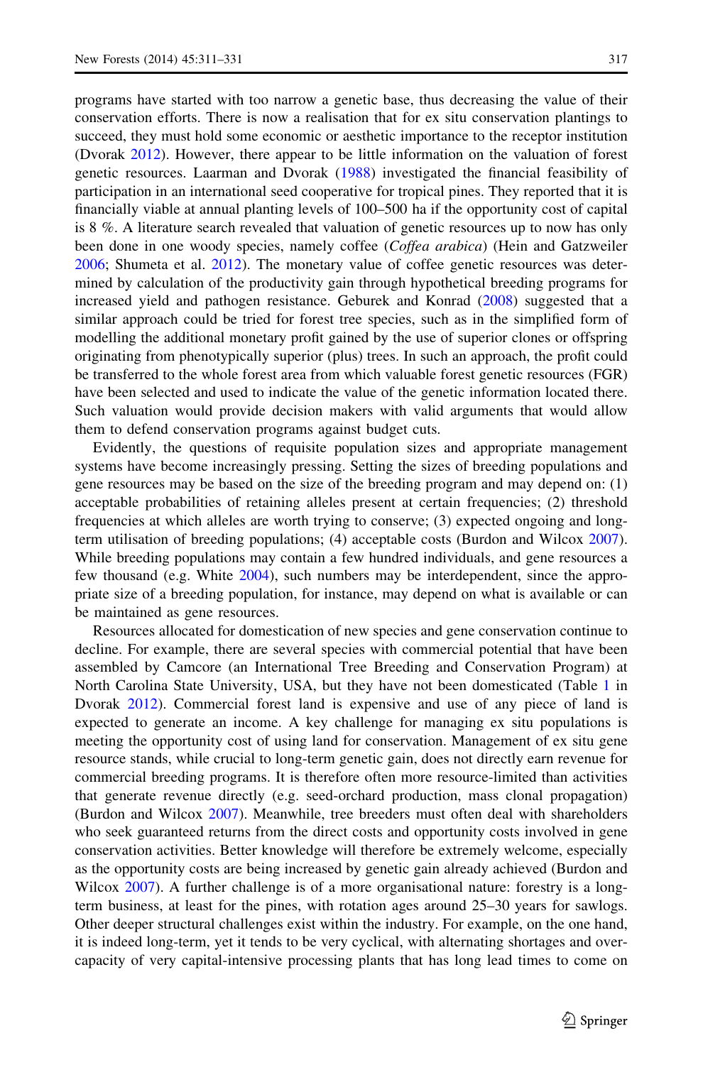programs have started with too narrow a genetic base, thus decreasing the value of their conservation efforts. There is now a realisation that for ex situ conservation plantings to succeed, they must hold some economic or aesthetic importance to the receptor institution (Dvorak 2012). However, there appear to be little information on the valuation of forest genetic resources. Laarman and Dvorak (1988) investigated the financial feasibility of participation in an international seed cooperative for tropical pines. They reported that it is financially viable at annual planting levels of 100–500 ha if the opportunity cost of capital is 8 %. A literature search revealed that valuation of genetic resources up to now has only been done in one woody species, namely coffee (*Coffea arabica*) (Hein and Gatzweiler 2006; Shumeta et al. 2012). The monetary value of coffee genetic resources was determined by calculation of the productivity gain through hypothetical breeding programs for increased yield and pathogen resistance. Geburek and Konrad (2008) suggested that a similar approach could be tried for forest tree species, such as in the simplified form of modelling the additional monetary profit gained by the use of superior clones or offspring originating from phenotypically superior (plus) trees. In such an approach, the profit could be transferred to the whole forest area from which valuable forest genetic resources (FGR) have been selected and used to indicate the value of the genetic information located there. Such valuation would provide decision makers with valid arguments that would allow them to defend conservation programs against budget cuts.

Evidently, the questions of requisite population sizes and appropriate management systems have become increasingly pressing. Setting the sizes of breeding populations and gene resources may be based on the size of the breeding program and may depend on: (1) acceptable probabilities of retaining alleles present at certain frequencies; (2) threshold frequencies at which alleles are worth trying to conserve; (3) expected ongoing and long-term utilisation of breeding populations; (4) acceptable costs (Burdon and Wilcox 2007). While breeding populations may contain a few hundred individuals, and gene resources a few thousand (e.g. White 2004), such numbers may be interdependent, since the appropriate size of a breeding population, for instance, may depend on what is available or can be maintained as gene resources.

Resources allocated for domestication of new species and gene conservation continue to decline. For example, there are several species with commercial potential that have been assembled by Camcore (an International Tree Breeding and Conservation Program) at North Carolina State University, USA, but they have not been domesticated (Table 1 in Dvorak 2012). Commercial forest land is expensive and use of any piece of land is expected to generate an income. A key challenge for managing ex situ populations is meeting the opportunity cost of using land for conservation. Management of ex situ gene resource stands, while crucial to long-term genetic gain, does not directly earn revenue for commercial breeding programs. It is therefore often more resource-limited than activities that generate revenue directly (e.g. seed-orchard production, mass clonal propagation) (Burdon and Wilcox 2007). Meanwhile, tree breeders must often deal with shareholders who seek guaranteed returns from the direct costs and opportunity costs involved in gene conservation activities. Better knowledge will therefore be extremely welcome, especially as the opportunity costs are being increased by genetic gain already achieved (Burdon and Wilcox 2007). A further challenge is of a more organisational nature: forestry is a long-term business, at least for the pines, with rotation ages around 25–30 years for sawlogs. Other deeper structural challenges exist within the industry. For example, on the one hand, it is indeed long-term, yet it tends to be very cyclical, with alternating shortages and over-capacity of very capital-intensive processing plants that has long lead times to come on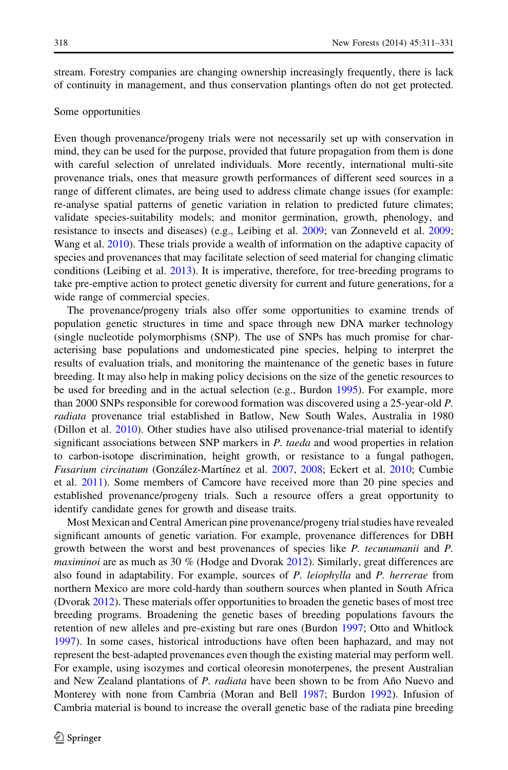stream. Forestry companies are changing ownership increasingly frequently, there is lack of continuity in management, and thus conservation plantings often do not get protected.

## Some opportunities

Even though provenance/progeny trials were not necessarily set up with conservation in mind, they can be used for the purpose, provided that future propagation from them is done with careful selection of unrelated individuals. More recently, international multi-site provenance trials, ones that measure growth performances of different seed sources in a range of different climates, are being used to address climate change issues (for example: re-analyse spatial patterns of genetic variation in relation to predicted future climates; validate species-suitability models; and monitor germination, growth, phenology, and resistance to insects and diseases) (e.g., Leibing et al. 2009; van Zonneveld et al. 2009; Wang et al. 2010). These trials provide a wealth of information on the adaptive capacity of species and provenances that may facilitate selection of seed material for changing climatic conditions (Leibing et al. 2013). It is imperative, therefore, for tree-breeding programs to take pre-emptive action to protect genetic diversity for current and future generations, for a wide range of commercial species.

The provenance/progeny trials also offer some opportunities to examine trends of population genetic structures in time and space through new DNA marker technology (single nucleotide polymorphisms (SNP). The use of SNPs has much promise for characterising base populations and undomesticated pine species, helping to interpret the results of evaluation trials, and monitoring the maintenance of the genetic bases in future breeding. It may also help in making policy decisions on the size of the genetic resources to be used for breeding and in the actual selection (e.g., Burdon 1995). For example, more than 2000 SNPs responsible for corewood formation was discovered using a 25-year-old *P. radiata* provenance trial established in Batlow, New South Wales, Australia in 1980 (Dillon et al. 2010). Other studies have also utilised provenance-trial material to identify significant associations between SNP markers in *P. taeda* and wood properties in relation to carbon-isotope discrimination, height growth, or resistance to a fungal pathogen, *Fusarium circinatum* (González-Martínez et al. 2007, 2008; Eckert et al. 2010; Cumbie et al. 2011). Some members of Camcore have received more than 20 pine species and established provenance/progeny trials. Such a resource offers a great opportunity to identify candidate genes for growth and disease traits.

Most Mexican and Central American pine provenance/progeny trial studies have revealed significant amounts of genetic variation. For example, provenance differences for DBH growth between the worst and best provenances of species like *P. tecunumanii* and *P. maximinoi* are as much as 30 % (Hodge and Dvorak 2012). Similarly, great differences are also found in adaptability. For example, sources of *P. leiophylla* and *P. herrerae* from northern Mexico are more cold-hardy than southern sources when planted in South Africa (Dvorak 2012). These materials offer opportunities to broaden the genetic bases of most tree breeding programs. Broadening the genetic bases of breeding populations favours the retention of new alleles and pre-existing but rare ones (Burdon 1997; Otto and Whitlock 1997). In some cases, historical introductions have often been haphazard, and may not represent the best-adapted provenances even though the existing material may perform well. For example, using isozymes and cortical oleoresin monoterpenes, the present Australian and New Zealand plantations of *P. radiata* have been shown to be from Año Nuevo and Monterey with none from Cambria (Moran and Bell 1987; Burdon 1992). Infusion of Cambria material is bound to increase the overall genetic base of the radiata pine breeding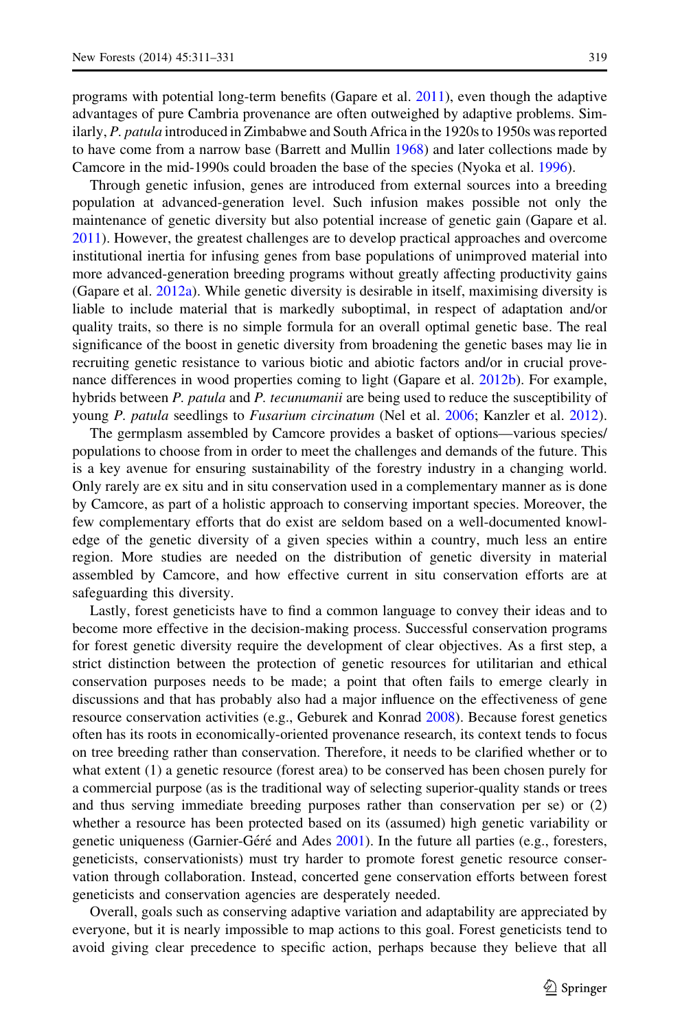programs with potential long-term benefits (Gapare et al. 2011), even though the adaptive advantages of pure Cambria provenance are often outweighed by adaptive problems. Similarly, *P. patula* introduced in Zimbabwe and South Africa in the 1920s to 1950s was reported to have come from a narrow base (Barrett and Mullin 1968) and later collections made by Camcore in the mid-1990s could broaden the base of the species (Nyoka et al. 1996).

Through genetic infusion, genes are introduced from external sources into a breeding population at advanced-generation level. Such infusion makes possible not only the maintenance of genetic diversity but also potential increase of genetic gain (Gapare et al. 2011). However, the greatest challenges are to develop practical approaches and overcome institutional inertia for infusing genes from base populations of unimproved material into more advanced-generation breeding programs without greatly affecting productivity gains (Gapare et al. 2012a). While genetic diversity is desirable in itself, maximising diversity is liable to include material that is markedly suboptimal, in respect of adaptation and/or quality traits, so there is no simple formula for an overall optimal genetic base. The real significance of the boost in genetic diversity from broadening the genetic bases may lie in recruiting genetic resistance to various biotic and abiotic factors and/or in crucial provenance differences in wood properties coming to light (Gapare et al. 2012b). For example, hybrids between *P. patula* and *P. tecunumanii* are being used to reduce the susceptibility of young *P. patula* seedlings to *Fusarium circinatum* (Nel et al. 2006; Kanzler et al. 2012).

The germplasm assembled by Camcore provides a basket of options—various species/populations to choose from in order to meet the challenges and demands of the future. This is a key avenue for ensuring sustainability of the forestry industry in a changing world. Only rarely are ex situ and in situ conservation used in a complementary manner as is done by Camcore, as part of a holistic approach to conserving important species. Moreover, the few complementary efforts that do exist are seldom based on a well-documented knowledge of the genetic diversity of a given species within a country, much less an entire region. More studies are needed on the distribution of genetic diversity in material assembled by Camcore, and how effective current in situ conservation efforts are at safeguarding this diversity.

Lastly, forest geneticists have to find a common language to convey their ideas and to become more effective in the decision-making process. Successful conservation programs for forest genetic diversity require the development of clear objectives. As a first step, a strict distinction between the protection of genetic resources for utilitarian and ethical conservation purposes needs to be made; a point that often fails to emerge clearly in discussions and that has probably also had a major influence on the effectiveness of gene resource conservation activities (e.g., Geburek and Konrad 2008). Because forest genetics often has its roots in economically-oriented provenance research, its context tends to focus on tree breeding rather than conservation. Therefore, it needs to be clarified whether or to what extent (1) a genetic resource (forest area) to be conserved has been chosen purely for a commercial purpose (as is the traditional way of selecting superior-quality stands or trees and thus serving immediate breeding purposes rather than conservation per se) or (2) whether a resource has been protected based on its (assumed) high genetic variability or genetic uniqueness (Garnier-Géré and Ades 2001). In the future all parties (e.g., foresters, geneticists, conservationists) must try harder to promote forest genetic resource conservation through collaboration. Instead, concerted gene conservation efforts between forest geneticists and conservation agencies are desperately needed.

Overall, goals such as conserving adaptive variation and adaptability are appreciated by everyone, but it is nearly impossible to map actions to this goal. Forest geneticists tend to avoid giving clear precedence to specific action, perhaps because they believe that all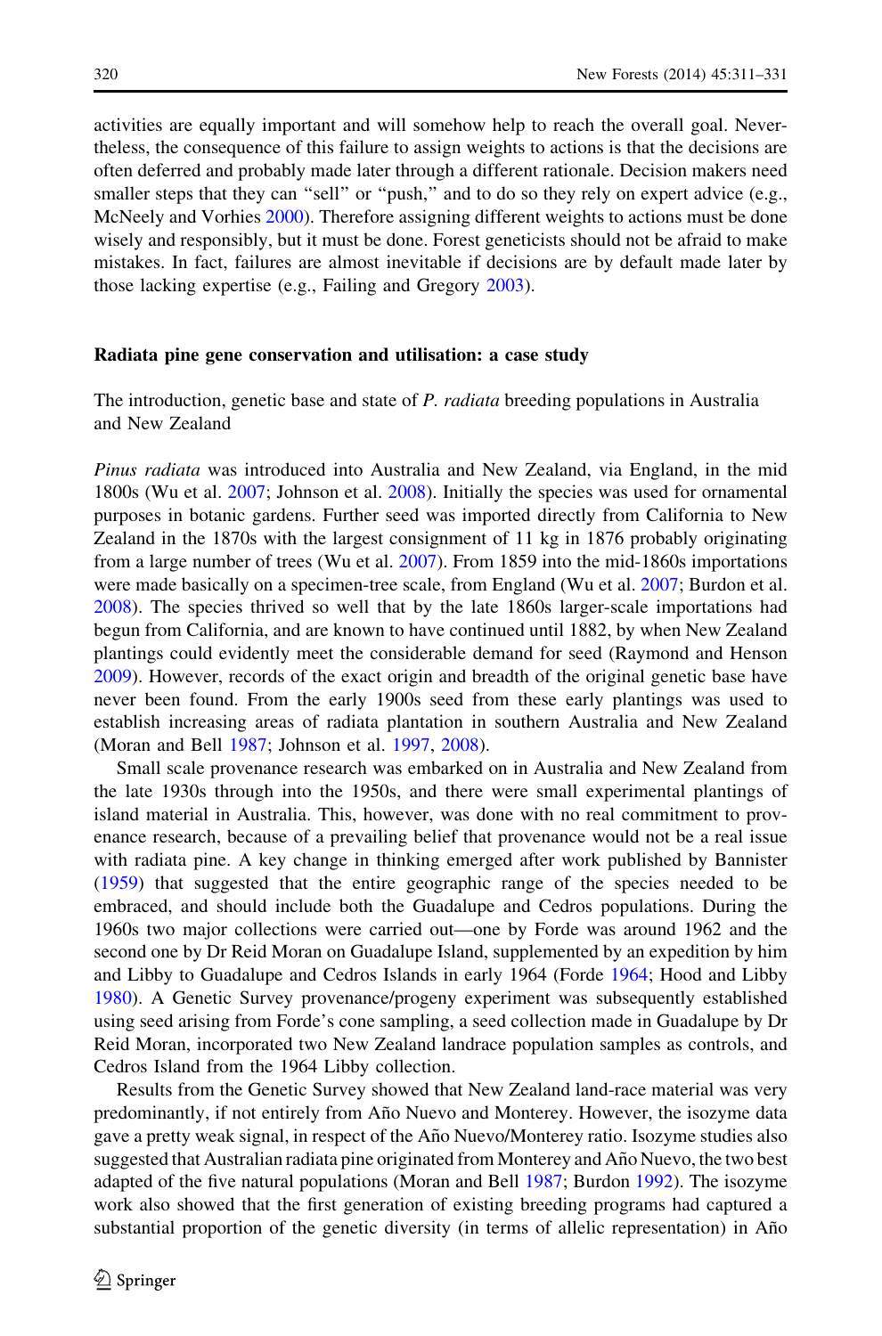activities are equally important and will somehow help to reach the overall goal. Nevertheless, the consequence of this failure to assign weights to actions is that the decisions are often deferred and probably made later through a different rationale. Decision makers need smaller steps that they can "sell" or "push," and to do so they rely on expert advice (e.g., McNeely and Vorhies 2000). Therefore assigning different weights to actions must be done wisely and responsibly, but it must be done. Forest geneticists should not be afraid to make mistakes. In fact, failures are almost inevitable if decisions are by default made later by those lacking expertise (e.g., Failing and Gregory 2003).

## Radiata pine gene conservation and utilisation: a case study

### The introduction, genetic base and state of *P. radiata* breeding populations in Australia and New Zealand

*Pinus radiata* was introduced into Australia and New Zealand, via England, in the mid 1800s (Wu et al. 2007; Johnson et al. 2008). Initially the species was used for ornamental purposes in botanic gardens. Further seed was imported directly from California to New Zealand in the 1870s with the largest consignment of 11 kg in 1876 probably originating from a large number of trees (Wu et al. 2007). From 1859 into the mid-1860s importations were made basically on a specimen-tree scale, from England (Wu et al. 2007; Burdon et al. 2008). The species thrived so well that by the late 1860s larger-scale importations had begun from California, and are known to have continued until 1882, by when New Zealand plantings could evidently meet the considerable demand for seed (Raymond and Henson 2009). However, records of the exact origin and breadth of the original genetic base have never been found. From the early 1900s seed from these early plantings was used to establish increasing areas of radiata plantation in southern Australia and New Zealand (Moran and Bell 1987; Johnson et al. 1997, 2008).

Small scale provenance research was embarked on in Australia and New Zealand from the late 1930s through into the 1950s, and there were small experimental plantings of island material in Australia. This, however, was done with no real commitment to provenance research, because of a prevailing belief that provenance would not be a real issue with radiata pine. A key change in thinking emerged after work published by Bannister (1959) that suggested that the entire geographic range of the species needed to be embraced, and should include both the Guadalupe and Cedros populations. During the 1960s two major collections were carried out—one by Forde was around 1962 and the second one by Dr Reid Moran on Guadalupe Island, supplemented by an expedition by him and Libby to Guadalupe and Cedros Islands in early 1964 (Forde 1964; Hood and Libby 1980). A Genetic Survey provenance/progeny experiment was subsequently established using seed arising from Forde's cone sampling, a seed collection made in Guadalupe by Dr Reid Moran, incorporated two New Zealand landrace population samples as controls, and Cedros Island from the 1964 Libby collection.

Results from the Genetic Survey showed that New Zealand land-race material was very predominantly, if not entirely from Año Nuevo and Monterey. However, the isozyme data gave a pretty weak signal, in respect of the Año Nuevo/Monterey ratio. Isozyme studies also suggested that Australian radiata pine originated from Monterey and Año Nuevo, the two best adapted of the five natural populations (Moran and Bell 1987; Burdon 1992). The isozyme work also showed that the first generation of existing breeding programs had captured a substantial proportion of the genetic diversity (in terms of allelic representation) in Año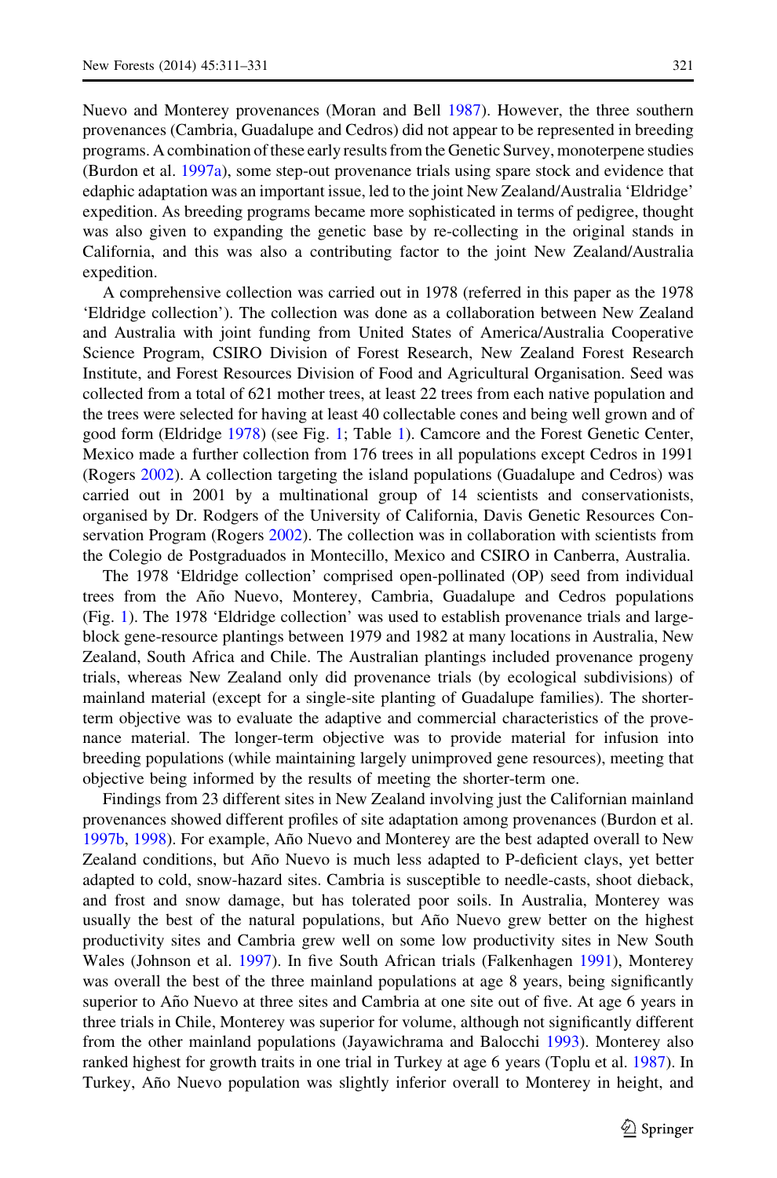Nuevo and Monterey provenances (Moran and Bell 1987). However, the three southern provenances (Cambria, Guadalupe and Cedros) did not appear to be represented in breeding programs. A combination of these early results from the Genetic Survey, monoterpene studies (Burdon et al. 1997a), some step-out provenance trials using spare stock and evidence that edaphic adaptation was an important issue, led to the joint New Zealand/Australia 'Eldridge' expedition. As breeding programs became more sophisticated in terms of pedigree, thought was also given to expanding the genetic base by re-collecting in the original stands in California, and this was also a contributing factor to the joint New Zealand/Australia expedition.

A comprehensive collection was carried out in 1978 (referred in this paper as the 1978 'Eldridge collection'). The collection was done as a collaboration between New Zealand and Australia with joint funding from United States of America/Australia Cooperative Science Program, CSIRO Division of Forest Research, New Zealand Forest Research Institute, and Forest Resources Division of Food and Agricultural Organisation. Seed was collected from a total of 621 mother trees, at least 22 trees from each native population and the trees were selected for having at least 40 collectable cones and being well grown and of good form (Eldridge 1978) (see Fig. 1; Table 1). Camcore and the Forest Genetic Center, Mexico made a further collection from 176 trees in all populations except Cedros in 1991 (Rogers 2002). A collection targeting the island populations (Guadalupe and Cedros) was carried out in 2001 by a multinational group of 14 scientists and conservationists, organised by Dr. Rodgers of the University of California, Davis Genetic Resources Conservation Program (Rogers 2002). The collection was in collaboration with scientists from the Colegio de Postgraduados in Montecillo, Mexico and CSIRO in Canberra, Australia.

The 1978 'Eldridge collection' comprised open-pollinated (OP) seed from individual trees from the Año Nuevo, Monterey, Cambria, Guadalupe and Cedros populations (Fig. 1). The 1978 'Eldridge collection' was used to establish provenance trials and large-block gene-resource plantings between 1979 and 1982 at many locations in Australia, New Zealand, South Africa and Chile. The Australian plantings included provenance progeny trials, whereas New Zealand only did provenance trials (by ecological subdivisions) of mainland material (except for a single-site planting of Guadalupe families). The shorter-term objective was to evaluate the adaptive and commercial characteristics of the provenance material. The longer-term objective was to provide material for infusion into breeding populations (while maintaining largely unimproved gene resources), meeting that objective being informed by the results of meeting the shorter-term one.

Findings from 23 different sites in New Zealand involving just the Californian mainland provenances showed different profiles of site adaptation among provenances (Burdon et al. 1997b, 1998). For example, Año Nuevo and Monterey are the best adapted overall to New Zealand conditions, but Año Nuevo is much less adapted to P-deficient clays, yet better adapted to cold, snow-hazard sites. Cambria is susceptible to needle-casts, shoot dieback, and frost and snow damage, but has tolerated poor soils. In Australia, Monterey was usually the best of the natural populations, but Año Nuevo grew better on the highest productivity sites and Cambria grew well on some low productivity sites in New South Wales (Johnson et al. 1997). In five South African trials (Falkenhagen 1991), Monterey was overall the best of the three mainland populations at age 8 years, being significantly superior to Año Nuevo at three sites and Cambria at one site out of five. At age 6 years in three trials in Chile, Monterey was superior for volume, although not significantly different from the other mainland populations (Jayawichrama and Balocchi 1993). Monterey also ranked highest for growth traits in one trial in Turkey at age 6 years (Toplu et al. 1987). In Turkey, Año Nuevo population was slightly inferior overall to Monterey in height, and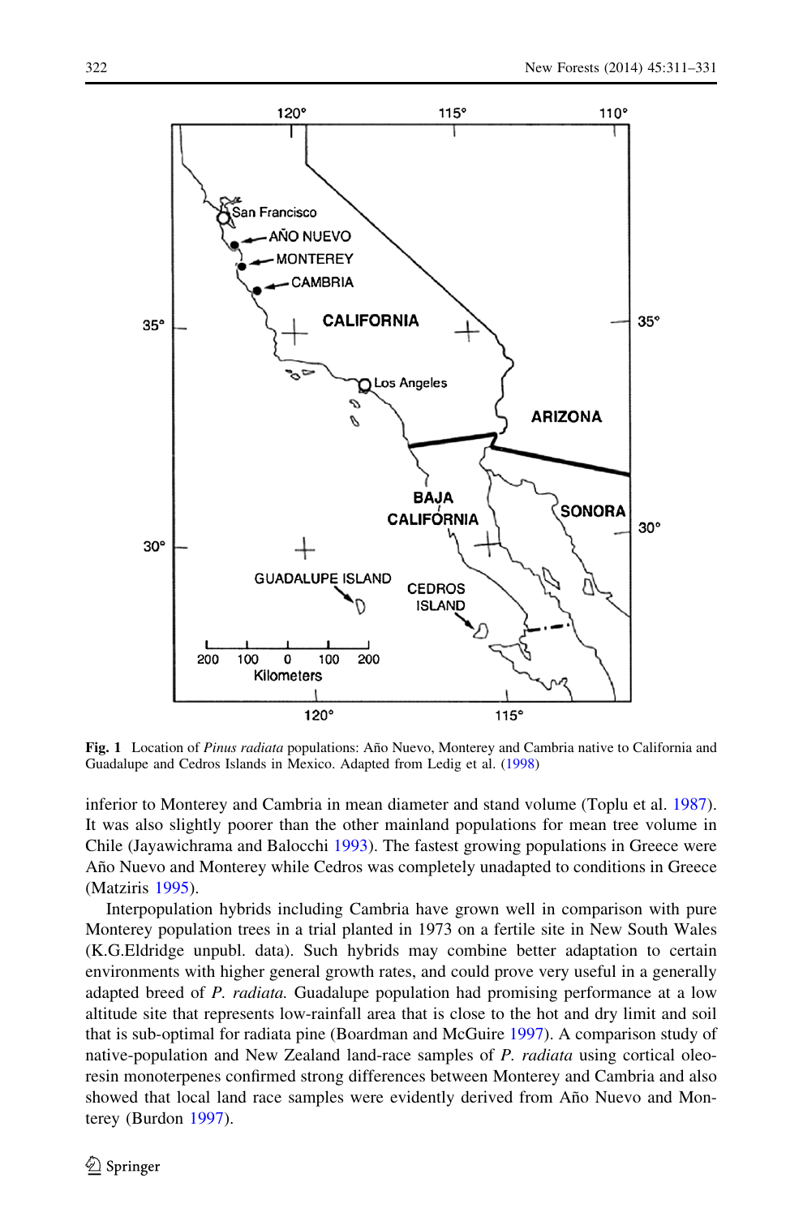**Fig. 1** Location of *Pinus radiata* populations: Año Nuevo, Monterey and Cambria native to California and Guadalupe and Cedros Islands in Mexico. Adapted from Ledig et al. (1998)

inferior to Monterey and Cambria in mean diameter and stand volume (Toplu et al. 1987). It was also slightly poorer than the other mainland populations for mean tree volume in Chile (Jayawichrama and Balocchi 1993). The fastest growing populations in Greece were Año Nuevo and Monterey while Cedros was completely unadapted to conditions in Greece (Matziris 1995).

Interpopulation hybrids including Cambria have grown well in comparison with pure Monterey population trees in a trial planted in 1973 on a fertile site in New South Wales (K.G.Eldridge unpubl. data). Such hybrids may combine better adaptation to certain environments with higher general growth rates, and could prove very useful in a generally adapted breed of *P. radiata.* Guadalupe population had promising performance at a low altitude site that represents low-rainfall area that is close to the hot and dry limit and soil that is sub-optimal for radiata pine (Boardman and McGuire 1997). A comparison study of native-population and New Zealand land-race samples of *P. radiata* using cortical oleoresin monoterpenes confirmed strong differences between Monterey and Cambria and also showed that local land race samples were evidently derived from Año Nuevo and Monterey (Burdon 1997).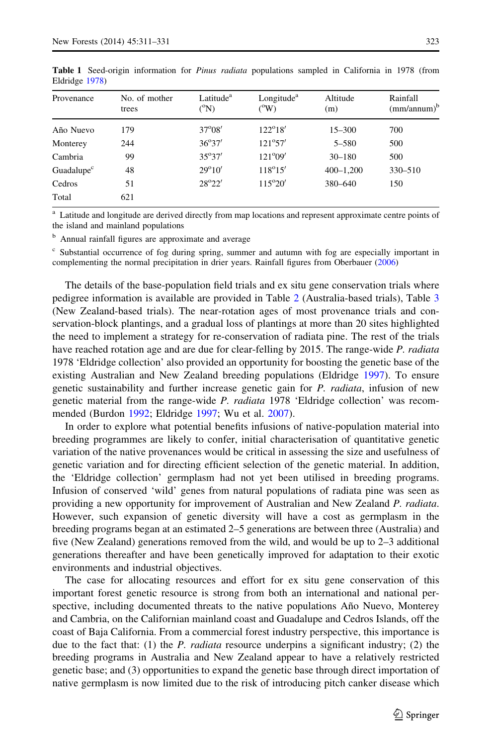**Table 1** Seed-origin information for *Pinus radiata* populations sampled in California in 1978 (from Eldridge 1978)

| Provenance | No. of mother trees | Latitude[a] (°N) | Longitude[a] (°W) | Altitude (m) | Rainfall (mm/annum)[b] |
|---|---|---|---|---|---|
| Año Nuevo | 179 | 37°08′ | 122°18′ | 15–300 | 700 |
| Monterey | 244 | 36°37′ | 121°57′ | 5–580 | 500 |
| Cambria | 99 | 35°37′ | 121°09′ | 30–180 | 500 |
| Guadalupe[c] | 48 | 29°10′ | 118°15′ | 400–1,200 | 330–510 |
| Cedros | 51 | 28°22′ | 115°20′ | 380–640 | 150 |
| Total | 621 | | | | |

[a] Latitude and longitude are derived directly from map locations and represent approximate centre points of the island and mainland populations

[b] Annual rainfall figures are approximate and average

[c] Substantial occurrence of fog during spring, summer and autumn with fog are especially important in complementing the normal precipitation in drier years. Rainfall figures from Oberbauer (2006)

The details of the base-population field trials and ex situ gene conservation trials where pedigree information is available are provided in Table 2 (Australia-based trials), Table 3 (New Zealand-based trials). The near-rotation ages of most provenance trials and conservation-block plantings, and a gradual loss of plantings at more than 20 sites highlighted the need to implement a strategy for re-conservation of radiata pine. The rest of the trials have reached rotation age and are due for clear-felling by 2015. The range-wide *P. radiata* 1978 'Eldridge collection' also provided an opportunity for boosting the genetic base of the existing Australian and New Zealand breeding populations (Eldridge 1997). To ensure genetic sustainability and further increase genetic gain for *P. radiata*, infusion of new genetic material from the range-wide *P. radiata* 1978 'Eldridge collection' was recommended (Burdon 1992; Eldridge 1997; Wu et al. 2007).

In order to explore what potential benefits infusions of native-population material into breeding programmes are likely to confer, initial characterisation of quantitative genetic variation of the native provenances would be critical in assessing the size and usefulness of genetic variation and for directing efficient selection of the genetic material. In addition, the 'Eldridge collection' germplasm had not yet been utilised in breeding programs. Infusion of conserved 'wild' genes from natural populations of radiata pine was seen as providing a new opportunity for improvement of Australian and New Zealand *P. radiata*. However, such expansion of genetic diversity will have a cost as germplasm in the breeding programs began at an estimated 2–5 generations are between three (Australia) and five (New Zealand) generations removed from the wild, and would be up to 2–3 additional generations thereafter and have been genetically improved for adaptation to their exotic environments and industrial objectives.

The case for allocating resources and effort for ex situ gene conservation of this important forest genetic resource is strong from both an international and national perspective, including documented threats to the native populations Año Nuevo, Monterey and Cambria, on the Californian mainland coast and Guadalupe and Cedros Islands, off the coast of Baja California. From a commercial forest industry perspective, this importance is due to the fact that: (1) the *P. radiata* resource underpins a significant industry; (2) the breeding programs in Australia and New Zealand appear to have a relatively restricted genetic base; and (3) opportunities to expand the genetic base through direct importation of native germplasm is now limited due to the risk of introducing pitch canker disease which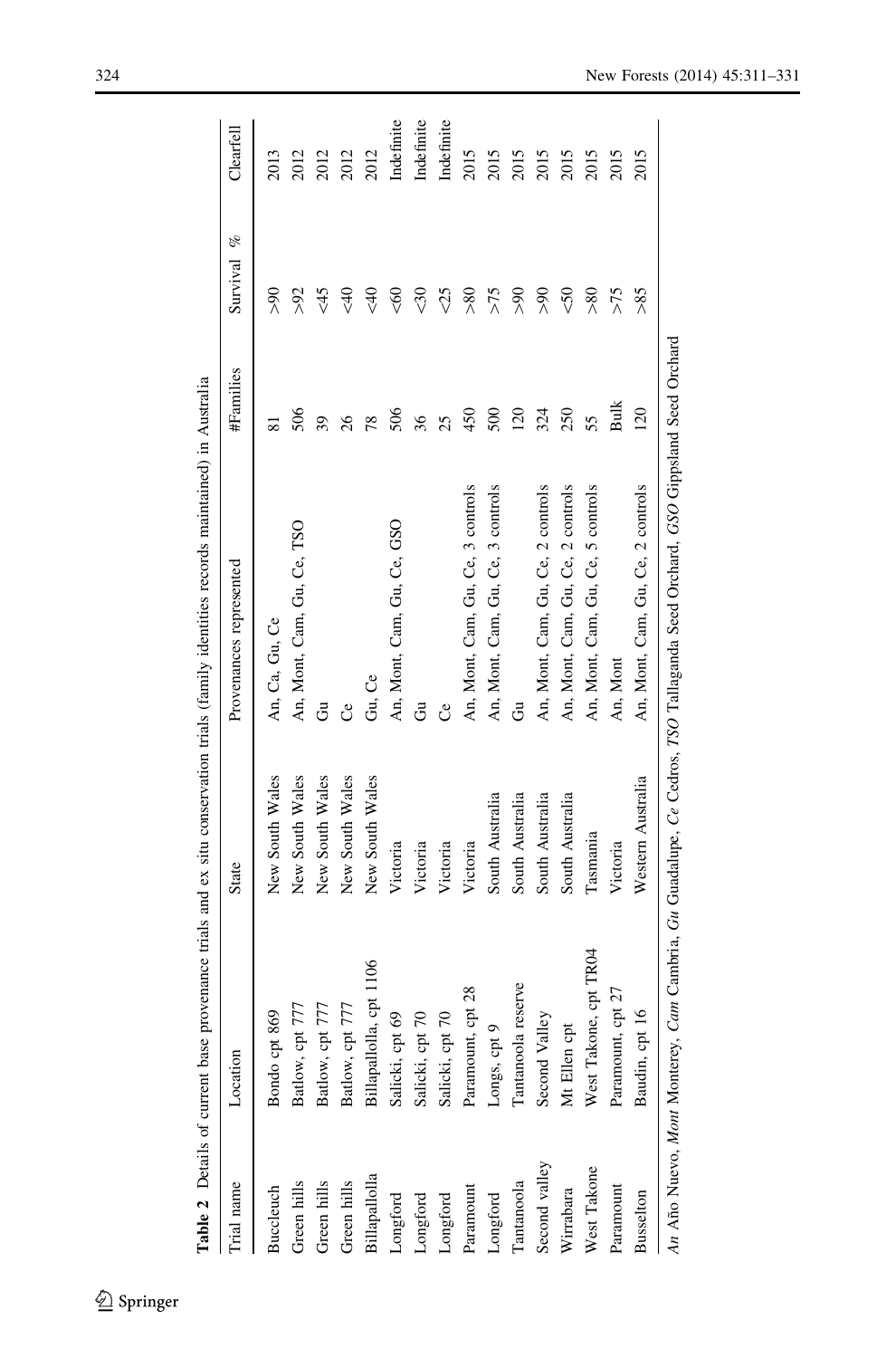**Table 2** Details of current base provenance trials and ex situ conservation trials (family identities records maintained) in Australia

| Trial name | Location | State | Provenances represented | #Families | Survival % | Clearfell |
|---|---|---|---|---|---|---|
| Buccleuch | Bondo cpt 869 | New South Wales | An, Ca, Gu, Ce | 81 | >90 | 2013 |
| Green hills | Batlow, cpt 777 | New South Wales | An, Mont, Cam, Gu, Ce, TSO | 506 | >92 | 2012 |
| Green hills | Batlow, cpt 777 | New South Wales | Gu | 39 | <45 | 2012 |
| Green hills | Batlow, cpt 777 | New South Wales | Ce | 26 | <40 | 2012 |
| Billapallolla | Billapallolla, cpt 1106 | New South Wales | Gu, Ce | 78 | <40 | 2012 |
| Longford | Salicki, cpt 69 | Victoria | An, Mont, Cam, Gu, Ce, GSO | 506 | <60 | Indefinite |
| Longford | Salicki, cpt 70 | Victoria | Gu | 36 | <30 | Indefinite |
| Longford | Salicki, cpt 70 | Victoria | Ce | 25 | <25 | Indefinite |
| Paramount | Paramount, cpt 28 | Victoria | An, Mont, Cam, Gu, Ce, 3 controls | 450 | >80 | 2015 |
| Longford | Longs, cpt 9 | South Australia | An, Mont, Cam, Gu, Ce, 3 controls | 500 | >75 | 2015 |
| Tantanoola | Tantanoola reserve | South Australia | Gu | 120 | >90 | 2015 |
| Second valley | Second Valley | South Australia | An, Mont, Cam, Gu, Ce, 2 controls | 324 | >90 | 2015 |
| Wirrabara | Mt Ellen cpt | South Australia | An, Mont, Cam, Gu, Ce, 2 controls | 250 | <50 | 2015 |
| West Takone | West Takone, cpt TR04 | Tasmania | An, Mont, Cam, Gu, Ce, 5 controls | 55 | >80 | 2015 |
| Paramount | Paramount, cpt 27 | Victoria | An, Mont | Bulk | >75 | 2015 |
| Busselton | Baudin, cpt 16 | Western Australia | An, Mont, Cam, Gu, Ce, 2 controls | 120 | >85 | 2015 |

*An* Año Nuevo, *Mont* Monterey, *Cam* Cambria, *Gu* Guadalupe, *Ce* Cedros, *TSO* Tallaganda Seed Orchard, *GSO* Gippsland Seed Orchard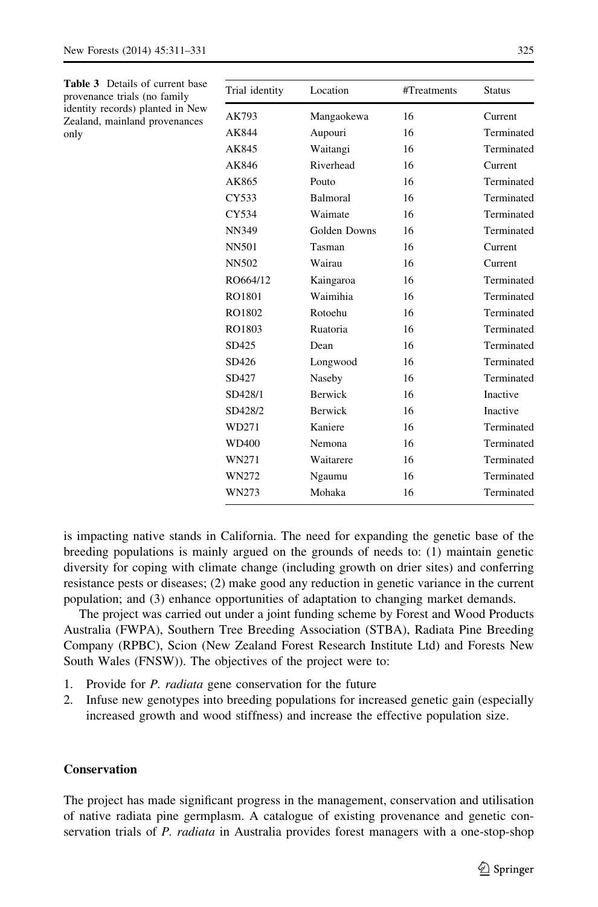**Table 3** Details of current base provenance trials (no family identity records) planted in New Zealand, mainland provenances only

| Trial identity | Location | #Treatments | Status |
|---|---|---|---|
| AK793 | Mangaokewa | 16 | Current |
| AK844 | Aupouri | 16 | Terminated |
| AK845 | Waitangi | 16 | Terminated |
| AK846 | Riverhead | 16 | Current |
| AK865 | Pouto | 16 | Terminated |
| CY533 | Balmoral | 16 | Terminated |
| CY534 | Waimate | 16 | Terminated |
| NN349 | Golden Downs | 16 | Terminated |
| NN501 | Tasman | 16 | Current |
| NN502 | Wairau | 16 | Current |
| RO664/12 | Kaingaroa | 16 | Terminated |
| RO1801 | Waimihia | 16 | Terminated |
| RO1802 | Rotoehu | 16 | Terminated |
| RO1803 | Ruatoria | 16 | Terminated |
| SD425 | Dean | 16 | Terminated |
| SD426 | Longwood | 16 | Terminated |
| SD427 | Naseby | 16 | Terminated |
| SD428/1 | Berwick | 16 | Inactive |
| SD428/2 | Berwick | 16 | Inactive |
| WD271 | Kaniere | 16 | Terminated |
| WD400 | Nemona | 16 | Terminated |
| WN271 | Waitarere | 16 | Terminated |
| WN272 | Ngaumu | 16 | Terminated |
| WN273 | Mohaka | 16 | Terminated |

is impacting native stands in California. The need for expanding the genetic base of the breeding populations is mainly argued on the grounds of needs to: (1) maintain genetic diversity for coping with climate change (including growth on drier sites) and conferring resistance pests or diseases; (2) make good any reduction in genetic variance in the current population; and (3) enhance opportunities of adaptation to changing market demands.

The project was carried out under a joint funding scheme by Forest and Wood Products Australia (FWPA), Southern Tree Breeding Association (STBA), Radiata Pine Breeding Company (RPBC), Scion (New Zealand Forest Research Institute Ltd) and Forests New South Wales (FNSW)). The objectives of the project were to:

1. Provide for *P. radiata* gene conservation for the future
2. Infuse new genotypes into breeding populations for increased genetic gain (especially increased growth and wood stiffness) and increase the effective population size.

## Conservation

The project has made significant progress in the management, conservation and utilisation of native radiata pine germplasm. A catalogue of existing provenance and genetic conservation trials of *P. radiata* in Australia provides forest managers with a one-stop-shop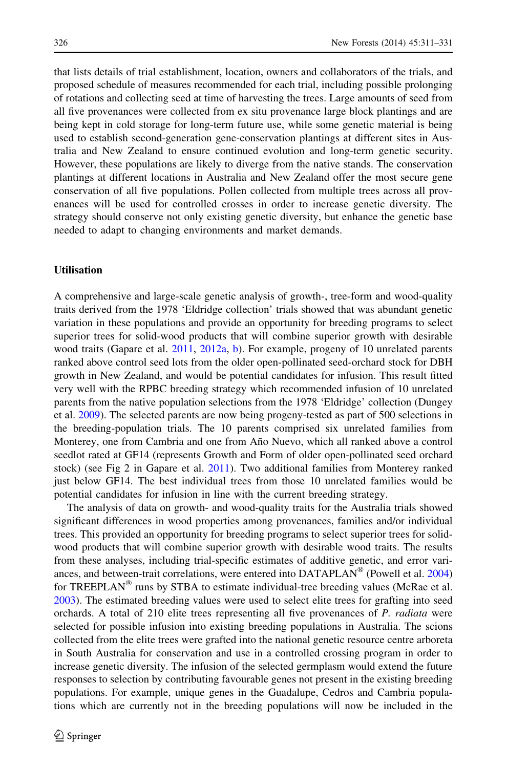that lists details of trial establishment, location, owners and collaborators of the trials, and proposed schedule of measures recommended for each trial, including possible prolonging of rotations and collecting seed at time of harvesting the trees. Large amounts of seed from all five provenances were collected from ex situ provenance large block plantings and are being kept in cold storage for long-term future use, while some genetic material is being used to establish second-generation gene-conservation plantings at different sites in Australia and New Zealand to ensure continued evolution and long-term genetic security. However, these populations are likely to diverge from the native stands. The conservation plantings at different locations in Australia and New Zealand offer the most secure gene conservation of all five populations. Pollen collected from multiple trees across all provenances will be used for controlled crosses in order to increase genetic diversity. The strategy should conserve not only existing genetic diversity, but enhance the genetic base needed to adapt to changing environments and market demands.

## Utilisation

A comprehensive and large-scale genetic analysis of growth-, tree-form and wood-quality traits derived from the 1978 'Eldridge collection' trials showed that was abundant genetic variation in these populations and provide an opportunity for breeding programs to select superior trees for solid-wood products that will combine superior growth with desirable wood traits (Gapare et al. 2011, 2012a, b). For example, progeny of 10 unrelated parents ranked above control seed lots from the older open-pollinated seed-orchard stock for DBH growth in New Zealand, and would be potential candidates for infusion. This result fitted very well with the RPBC breeding strategy which recommended infusion of 10 unrelated parents from the native population selections from the 1978 'Eldridge' collection (Dungey et al. 2009). The selected parents are now being progeny-tested as part of 500 selections in the breeding-population trials. The 10 parents comprised six unrelated families from Monterey, one from Cambria and one from Año Nuevo, which all ranked above a control seedlot rated at GF14 (represents Growth and Form of older open-pollinated seed orchard stock) (see Fig 2 in Gapare et al. 2011). Two additional families from Monterey ranked just below GF14. The best individual trees from those 10 unrelated families would be potential candidates for infusion in line with the current breeding strategy.

The analysis of data on growth- and wood-quality traits for the Australia trials showed significant differences in wood properties among provenances, families and/or individual trees. This provided an opportunity for breeding programs to select superior trees for solid-wood products that will combine superior growth with desirable wood traits. The results from these analyses, including trial-specific estimates of additive genetic, and error variances, and between-trait correlations, were entered into DATAPLAN® (Powell et al. 2004) for TREEPLAN® runs by STBA to estimate individual-tree breeding values (McRae et al. 2003). The estimated breeding values were used to select elite trees for grafting into seed orchards. A total of 210 elite trees representing all five provenances of *P. radiata* were selected for possible infusion into existing breeding populations in Australia. The scions collected from the elite trees were grafted into the national genetic resource centre arboreta in South Australia for conservation and use in a controlled crossing program in order to increase genetic diversity. The infusion of the selected germplasm would extend the future responses to selection by contributing favourable genes not present in the existing breeding populations. For example, unique genes in the Guadalupe, Cedros and Cambria populations which are currently not in the breeding populations will now be included in the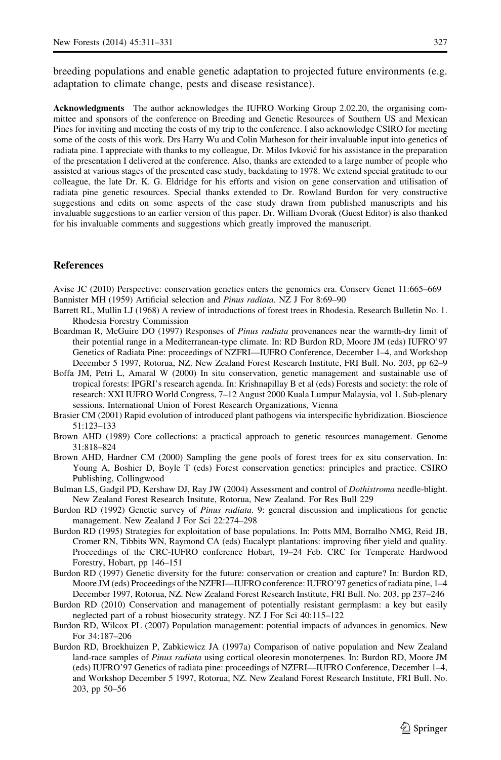breeding populations and enable genetic adaptation to projected future environments (e.g. adaptation to climate change, pests and disease resistance).

**Acknowledgments** The author acknowledges the IUFRO Working Group 2.02.20, the organising committee and sponsors of the conference on Breeding and Genetic Resources of Southern US and Mexican Pines for inviting and meeting the costs of my trip to the conference. I also acknowledge CSIRO for meeting some of the costs of this work. Drs Harry Wu and Colin Matheson for their invaluable input into genetics of radiata pine. I appreciate with thanks to my colleague, Dr. Milos Ivković for his assistance in the preparation of the presentation I delivered at the conference. Also, thanks are extended to a large number of people who assisted at various stages of the presented case study, backdating to 1978. We extend special gratitude to our colleague, the late Dr. K. G. Eldridge for his efforts and vision on gene conservation and utilisation of radiata pine genetic resources. Special thanks extended to Dr. Rowland Burdon for very constructive suggestions and edits on some aspects of the case study drawn from published manuscripts and his invaluable suggestions to an earlier version of this paper. Dr. William Dvorak (Guest Editor) is also thanked for his invaluable comments and suggestions which greatly improved the manuscript.

## References

Avise JC (2010) Perspective: conservation genetics enters the genomics era. Conserv Genet 11:665–669

Bannister MH (1959) Artificial selection and *Pinus radiata*. NZ J For 8:69–90

Barrett RL, Mullin LJ (1968) A review of introductions of forest trees in Rhodesia. Research Bulletin No. 1. Rhodesia Forestry Commission

Boardman R, McGuire DO (1997) Responses of *Pinus radiata* provenances near the warmth-dry limit of their potential range in a Mediterranean-type climate. In: RD Burdon RD, Moore JM (eds) IUFRO'97 Genetics of Radiata Pine: proceedings of NZFRI—IUFRO Conference, December 1–4, and Workshop December 5 1997, Rotorua, NZ. New Zealand Forest Research Institute, FRI Bull. No. 203, pp 62–9

Boffa JM, Petri L, Amaral W (2000) In situ conservation, genetic management and sustainable use of tropical forests: IPGRI's research agenda. In: Krishnapillay B et al (eds) Forests and society: the role of research: XXI IUFRO World Congress, 7–12 August 2000 Kuala Lumpur Malaysia, vol 1. Sub-plenary sessions. International Union of Forest Research Organizations, Vienna

Brasier CM (2001) Rapid evolution of introduced plant pathogens via interspecific hybridization. Bioscience 51:123–133

Brown AHD (1989) Core collections: a practical approach to genetic resources management. Genome 31:818–824

Brown AHD, Hardner CM (2000) Sampling the gene pools of forest trees for ex situ conservation. In: Young A, Boshier D, Boyle T (eds) Forest conservation genetics: principles and practice. CSIRO Publishing, Collingwood

Bulman LS, Gadgil PD, Kershaw DJ, Ray JW (2004) Assessment and control of *Dothistroma* needle-blight. New Zealand Forest Research Insitute, Rotorua, New Zealand. For Res Bull 229

Burdon RD (1992) Genetic survey of *Pinus radiata*. 9: general discussion and implications for genetic management. New Zealand J For Sci 22:274–298

Burdon RD (1995) Strategies for exploitation of base populations. In: Potts MM, Borralho NMG, Reid JB, Cromer RN, Tibbits WN, Raymond CA (eds) Eucalypt plantations: improving fiber yield and quality. Proceedings of the CRC-IUFRO conference Hobart, 19–24 Feb. CRC for Temperate Hardwood Forestry, Hobart, pp 146–151

Burdon RD (1997) Genetic diversity for the future: conservation or creation and capture? In: Burdon RD, Moore JM (eds) Proceedings of the NZFRI—IUFRO conference: IUFRO'97 genetics of radiata pine, 1–4 December 1997, Rotorua, NZ. New Zealand Forest Research Institute, FRI Bull. No. 203, pp 237–246

Burdon RD (2010) Conservation and management of potentially resistant germplasm: a key but easily neglected part of a robust biosecurity strategy. NZ J For Sci 40:115–122

Burdon RD, Wilcox PL (2007) Population management: potential impacts of advances in genomics. New For 34:187–206

Burdon RD, Broekhuizen P, Zabkiewicz JA (1997a) Comparison of native population and New Zealand land-race samples of *Pinus radiata* using cortical oleoresin monoterpenes. In: Burdon RD, Moore JM (eds) IUFRO'97 Genetics of radiata pine: proceedings of NZFRI—IUFRO Conference, December 1–4, and Workshop December 5 1997, Rotorua, NZ. New Zealand Forest Research Institute, FRI Bull. No. 203, pp 50–56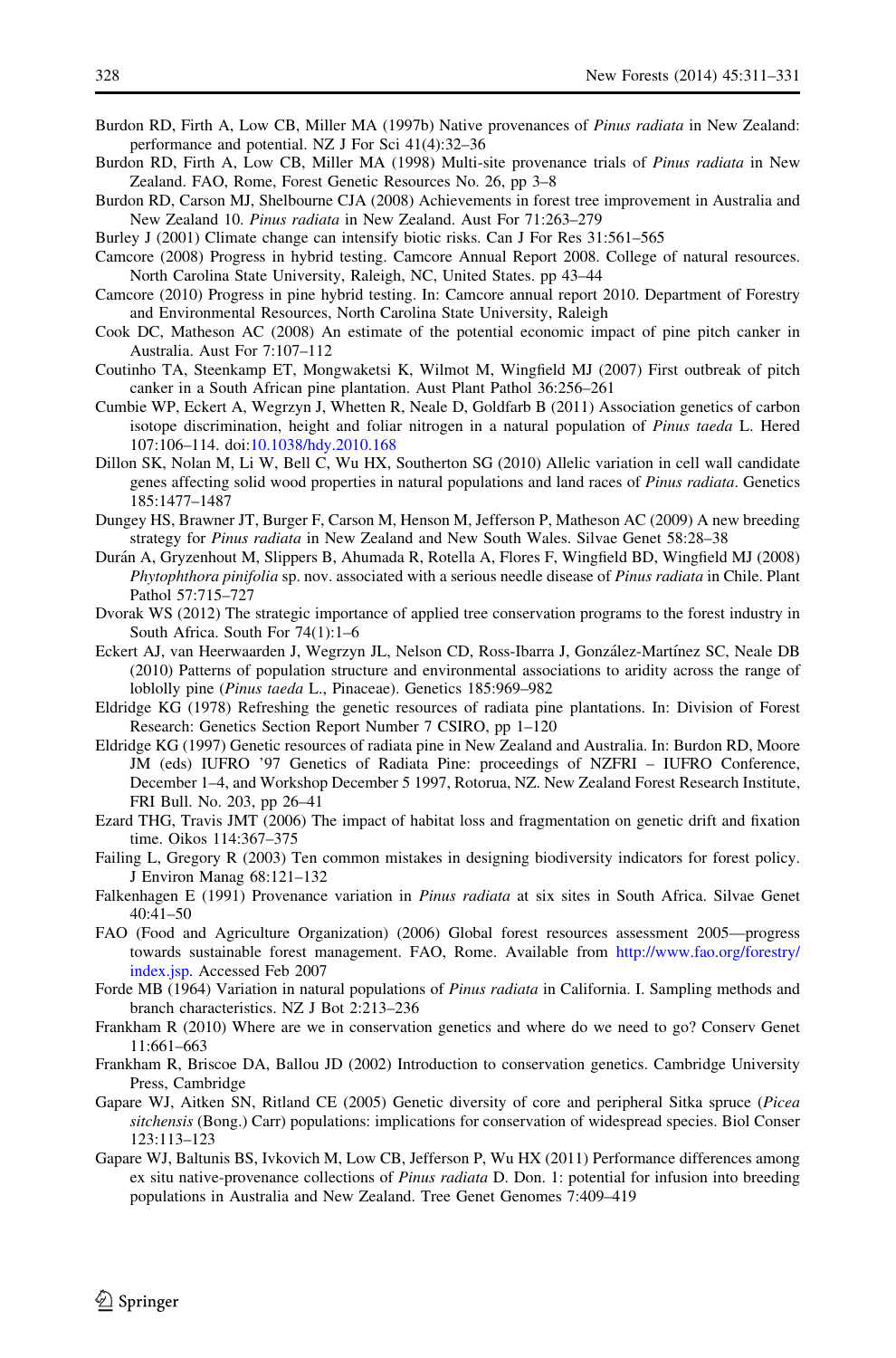Burdon RD, Firth A, Low CB, Miller MA (1997b) Native provenances of *Pinus radiata* in New Zealand: performance and potential. NZ J For Sci 41(4):32–36

Burdon RD, Firth A, Low CB, Miller MA (1998) Multi-site provenance trials of *Pinus radiata* in New Zealand. FAO, Rome, Forest Genetic Resources No. 26, pp 3–8

Burdon RD, Carson MJ, Shelbourne CJA (2008) Achievements in forest tree improvement in Australia and New Zealand 10. *Pinus radiata* in New Zealand. Aust For 71:263–279

Burley J (2001) Climate change can intensify biotic risks. Can J For Res 31:561–565

Camcore (2008) Progress in hybrid testing. Camcore Annual Report 2008. College of natural resources. North Carolina State University, Raleigh, NC, United States. pp 43–44

Camcore (2010) Progress in pine hybrid testing. In: Camcore annual report 2010. Department of Forestry and Environmental Resources, North Carolina State University, Raleigh

Cook DC, Matheson AC (2008) An estimate of the potential economic impact of pine pitch canker in Australia. Aust For 7:107–112

Coutinho TA, Steenkamp ET, Mongwaketsi K, Wilmot M, Wingfield MJ (2007) First outbreak of pitch canker in a South African pine plantation. Aust Plant Pathol 36:256–261

Cumbie WP, Eckert A, Wegrzyn J, Whetten R, Neale D, Goldfarb B (2011) Association genetics of carbon isotope discrimination, height and foliar nitrogen in a natural population of *Pinus taeda* L. Hered 107:106–114. doi:10.1038/hdy.2010.168

Dillon SK, Nolan M, Li W, Bell C, Wu HX, Southerton SG (2010) Allelic variation in cell wall candidate genes affecting solid wood properties in natural populations and land races of *Pinus radiata*. Genetics 185:1477–1487

Dungey HS, Brawner JT, Burger F, Carson M, Henson M, Jefferson P, Matheson AC (2009) A new breeding strategy for *Pinus radiata* in New Zealand and New South Wales. Silvae Genet 58:28–38

Durán A, Gryzenhout M, Slippers B, Ahumada R, Rotella A, Flores F, Wingfield BD, Wingfield MJ (2008) *Phytophthora pinifolia* sp. nov. associated with a serious needle disease of *Pinus radiata* in Chile. Plant Pathol 57:715–727

Dvorak WS (2012) The strategic importance of applied tree conservation programs to the forest industry in South Africa. South For 74(1):1–6

Eckert AJ, van Heerwaarden J, Wegrzyn JL, Nelson CD, Ross-Ibarra J, González-Martínez SC, Neale DB (2010) Patterns of population structure and environmental associations to aridity across the range of loblolly pine (*Pinus taeda* L., Pinaceae). Genetics 185:969–982

Eldridge KG (1978) Refreshing the genetic resources of radiata pine plantations. In: Division of Forest Research: Genetics Section Report Number 7 CSIRO, pp 1–120

Eldridge KG (1997) Genetic resources of radiata pine in New Zealand and Australia. In: Burdon RD, Moore JM (eds) IUFRO '97 Genetics of Radiata Pine: proceedings of NZFRI – IUFRO Conference, December 1–4, and Workshop December 5 1997, Rotorua, NZ. New Zealand Forest Research Institute, FRI Bull. No. 203, pp 26–41

Ezard THG, Travis JMT (2006) The impact of habitat loss and fragmentation on genetic drift and fixation time. Oikos 114:367–375

Failing L, Gregory R (2003) Ten common mistakes in designing biodiversity indicators for forest policy. J Environ Manag 68:121–132

Falkenhagen E (1991) Provenance variation in *Pinus radiata* at six sites in South Africa. Silvae Genet 40:41–50

FAO (Food and Agriculture Organization) (2006) Global forest resources assessment 2005—progress towards sustainable forest management. FAO, Rome. Available from http://www.fao.org/forestry/index.jsp. Accessed Feb 2007

Forde MB (1964) Variation in natural populations of *Pinus radiata* in California. I. Sampling methods and branch characteristics. NZ J Bot 2:213–236

Frankham R (2010) Where are we in conservation genetics and where do we need to go? Conserv Genet 11:661–663

Frankham R, Briscoe DA, Ballou JD (2002) Introduction to conservation genetics. Cambridge University Press, Cambridge

Gapare WJ, Aitken SN, Ritland CE (2005) Genetic diversity of core and peripheral Sitka spruce (*Picea sitchensis* (Bong.) Carr) populations: implications for conservation of widespread species. Biol Conser 123:113–123

Gapare WJ, Baltunis BS, Ivkovich M, Low CB, Jefferson P, Wu HX (2011) Performance differences among ex situ native-provenance collections of *Pinus radiata* D. Don. 1: potential for infusion into breeding populations in Australia and New Zealand. Tree Genet Genomes 7:409–419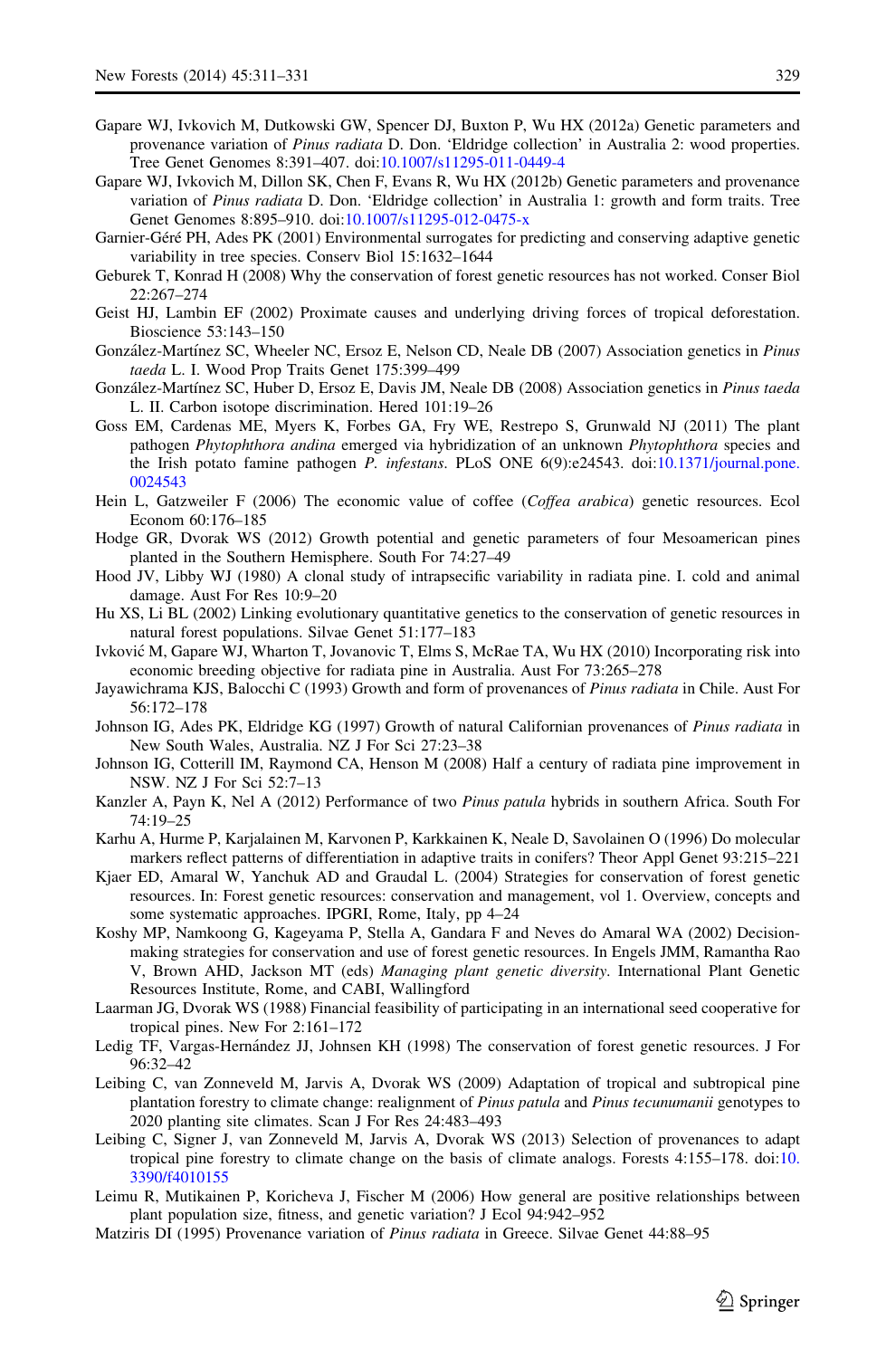Gapare WJ, Ivkovich M, Dutkowski GW, Spencer DJ, Buxton P, Wu HX (2012a) Genetic parameters and provenance variation of *Pinus radiata* D. Don. 'Eldridge collection' in Australia 2: wood properties. Tree Genet Genomes 8:391–407. doi:10.1007/s11295-011-0449-4

Gapare WJ, Ivkovich M, Dillon SK, Chen F, Evans R, Wu HX (2012b) Genetic parameters and provenance variation of *Pinus radiata* D. Don. 'Eldridge collection' in Australia 1: growth and form traits. Tree Genet Genomes 8:895–910. doi:10.1007/s11295-012-0475-x

Garnier-Géré PH, Ades PK (2001) Environmental surrogates for predicting and conserving adaptive genetic variability in tree species. Conserv Biol 15:1632–1644

Geburek T, Konrad H (2008) Why the conservation of forest genetic resources has not worked. Conser Biol 22:267–274

Geist HJ, Lambin EF (2002) Proximate causes and underlying driving forces of tropical deforestation. Bioscience 53:143–150

González-Martínez SC, Wheeler NC, Ersoz E, Nelson CD, Neale DB (2007) Association genetics in *Pinus taeda* L. I. Wood Prop Traits Genet 175:399–499

González-Martínez SC, Huber D, Ersoz E, Davis JM, Neale DB (2008) Association genetics in *Pinus taeda* L. II. Carbon isotope discrimination. Hered 101:19–26

Goss EM, Cardenas ME, Myers K, Forbes GA, Fry WE, Restrepo S, Grunwald NJ (2011) The plant pathogen *Phytophthora andina* emerged via hybridization of an unknown *Phytophthora* species and the Irish potato famine pathogen *P. infestans*. PLoS ONE 6(9):e24543. doi:10.1371/journal.pone.0024543

Hein L, Gatzweiler F (2006) The economic value of coffee (*Coffea arabica*) genetic resources. Ecol Econom 60:176–185

Hodge GR, Dvorak WS (2012) Growth potential and genetic parameters of four Mesoamerican pines planted in the Southern Hemisphere. South For 74:27–49

Hood JV, Libby WJ (1980) A clonal study of intrapsecific variability in radiata pine. I. cold and animal damage. Aust For Res 10:9–20

Hu XS, Li BL (2002) Linking evolutionary quantitative genetics to the conservation of genetic resources in natural forest populations. Silvae Genet 51:177–183

Ivković M, Gapare WJ, Wharton T, Jovanovic T, Elms S, McRae TA, Wu HX (2010) Incorporating risk into economic breeding objective for radiata pine in Australia. Aust For 73:265–278

Jayawichrama KJS, Balocchi C (1993) Growth and form of provenances of *Pinus radiata* in Chile. Aust For 56:172–178

Johnson IG, Ades PK, Eldridge KG (1997) Growth of natural Californian provenances of *Pinus radiata* in New South Wales, Australia. NZ J For Sci 27:23–38

Johnson IG, Cotterill IM, Raymond CA, Henson M (2008) Half a century of radiata pine improvement in NSW. NZ J For Sci 52:7–13

Kanzler A, Payn K, Nel A (2012) Performance of two *Pinus patula* hybrids in southern Africa. South For 74:19–25

Karhu A, Hurme P, Karjalainen M, Karvonen P, Karkkainen K, Neale D, Savolainen O (1996) Do molecular markers reflect patterns of differentiation in adaptive traits in conifers? Theor Appl Genet 93:215–221

Kjaer ED, Amaral W, Yanchuk AD and Graudal L. (2004) Strategies for conservation of forest genetic resources. In: Forest genetic resources: conservation and management, vol 1. Overview, concepts and some systematic approaches. IPGRI, Rome, Italy, pp 4–24

Koshy MP, Namkoong G, Kageyama P, Stella A, Gandara F and Neves do Amaral WA (2002) Decision-making strategies for conservation and use of forest genetic resources. In Engels JMM, Ramantha Rao V, Brown AHD, Jackson MT (eds) *Managing plant genetic diversity*. International Plant Genetic Resources Institute, Rome, and CABI, Wallingford

Laarman JG, Dvorak WS (1988) Financial feasibility of participating in an international seed cooperative for tropical pines. New For 2:161–172

Ledig TF, Vargas-Hernández JJ, Johnsen KH (1998) The conservation of forest genetic resources. J For 96:32–42

Leibing C, van Zonneveld M, Jarvis A, Dvorak WS (2009) Adaptation of tropical and subtropical pine plantation forestry to climate change: realignment of *Pinus patula* and *Pinus tecunumanii* genotypes to 2020 planting site climates. Scan J For Res 24:483–493

Leibing C, Signer J, van Zonneveld M, Jarvis A, Dvorak WS (2013) Selection of provenances to adapt tropical pine forestry to climate change on the basis of climate analogs. Forests 4:155–178. doi:10.3390/f4010155

Leimu R, Mutikainen P, Koricheva J, Fischer M (2006) How general are positive relationships between plant population size, fitness, and genetic variation? J Ecol 94:942–952

Matziris DI (1995) Provenance variation of *Pinus radiata* in Greece. Silvae Genet 44:88–95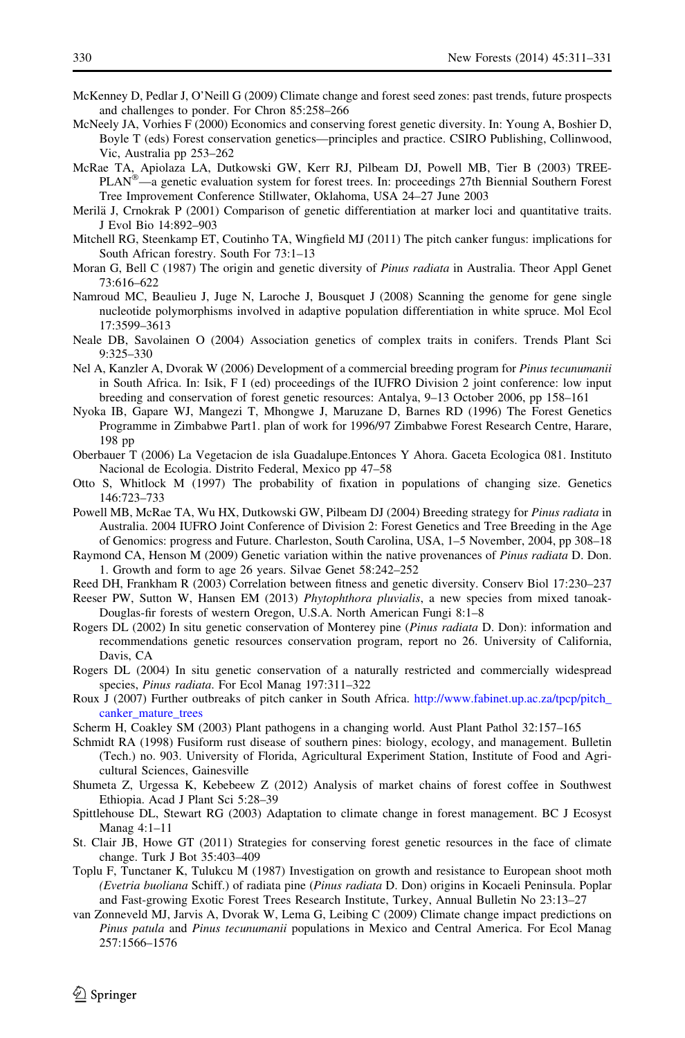McKenney D, Pedlar J, O'Neill G (2009) Climate change and forest seed zones: past trends, future prospects and challenges to ponder. For Chron 85:258–266

McNeely JA, Vorhies F (2000) Economics and conserving forest genetic diversity. In: Young A, Boshier D, Boyle T (eds) Forest conservation genetics—principles and practice. CSIRO Publishing, Collinwood, Vic, Australia pp 253–262

McRae TA, Apiolaza LA, Dutkowski GW, Kerr RJ, Pilbeam DJ, Powell MB, Tier B (2003) TREEPLAN®—a genetic evaluation system for forest trees. In: proceedings 27th Biennial Southern Forest Tree Improvement Conference Stillwater, Oklahoma, USA 24–27 June 2003

Merilä J, Crnokrak P (2001) Comparison of genetic differentiation at marker loci and quantitative traits. J Evol Bio 14:892–903

Mitchell RG, Steenkamp ET, Coutinho TA, Wingfield MJ (2011) The pitch canker fungus: implications for South African forestry. South For 73:1–13

Moran G, Bell C (1987) The origin and genetic diversity of *Pinus radiata* in Australia. Theor Appl Genet 73:616–622

Namroud MC, Beaulieu J, Juge N, Laroche J, Bousquet J (2008) Scanning the genome for gene single nucleotide polymorphisms involved in adaptive population differentiation in white spruce. Mol Ecol 17:3599–3613

Neale DB, Savolainen O (2004) Association genetics of complex traits in conifers. Trends Plant Sci 9:325–330

Nel A, Kanzler A, Dvorak W (2006) Development of a commercial breeding program for *Pinus tecunumanii* in South Africa. In: Isik, F I (ed) proceedings of the IUFRO Division 2 joint conference: low input breeding and conservation of forest genetic resources: Antalya, 9–13 October 2006, pp 158–161

Nyoka IB, Gapare WJ, Mangezi T, Mhongwe J, Maruzane D, Barnes RD (1996) The Forest Genetics Programme in Zimbabwe Part1. plan of work for 1996/97 Zimbabwe Forest Research Centre, Harare, 198 pp

Oberbauer T (2006) La Vegetacion de isla Guadalupe.Entonces Y Ahora. Gaceta Ecologica 081. Instituto Nacional de Ecología. Distrito Federal, Mexico pp 47–58

Otto S, Whitlock M (1997) The probability of fixation in populations of changing size. Genetics 146:723–733

Powell MB, McRae TA, Wu HX, Dutkowski GW, Pilbeam DJ (2004) Breeding strategy for *Pinus radiata* in Australia. 2004 IUFRO Joint Conference of Division 2: Forest Genetics and Tree Breeding in the Age of Genomics: progress and Future. Charleston, South Carolina, USA, 1–5 November, 2004, pp 308–18

Raymond CA, Henson M (2009) Genetic variation within the native provenances of *Pinus radiata* D. Don. 1. Growth and form to age 26 years. Silvae Genet 58:242–252

Reed DH, Frankham R (2003) Correlation between fitness and genetic diversity. Conserv Biol 17:230–237

Reeser PW, Sutton W, Hansen EM (2013) *Phytophthora pluvialis*, a new species from mixed tanoak-Douglas-fir forests of western Oregon, U.S.A. North American Fungi 8:1–8

Rogers DL (2002) In situ genetic conservation of Monterey pine (*Pinus radiata* D. Don): information and recommendations genetic resources conservation program, report no 26. University of California, Davis, CA

Rogers DL (2004) In situ genetic conservation of a naturally restricted and commercially widespread species, *Pinus radiata*. For Ecol Manag 197:311–322

Roux J (2007) Further outbreaks of pitch canker in South Africa. http://www.fabinet.up.ac.za/tpcp/pitch_canker_mature_trees

Scherm H, Coakley SM (2003) Plant pathogens in a changing world. Aust Plant Pathol 32:157–165

Schmidt RA (1998) Fusiform rust disease of southern pines: biology, ecology, and management. Bulletin (Tech.) no. 903. University of Florida, Agricultural Experiment Station, Institute of Food and Agricultural Sciences, Gainesville

Shumeta Z, Urgessa K, Kebebeew Z (2012) Analysis of market chains of forest coffee in Southwest Ethiopia. Acad J Plant Sci 5:28–39

Spittlehouse DL, Stewart RG (2003) Adaptation to climate change in forest management. BC J Ecosyst Manag 4:1–11

St. Clair JB, Howe GT (2011) Strategies for conserving forest genetic resources in the face of climate change. Turk J Bot 35:403–409

Toplu F, Tunctaner K, Tulukcu M (1987) Investigation on growth and resistance to European shoot moth (*Evetria buoliana* Schiff.) of radiata pine (*Pinus radiata* D. Don) origins in Kocaeli Peninsula. Poplar and Fast-growing Exotic Forest Trees Research Institute, Turkey, Annual Bulletin No 23:13–27

van Zonneveld MJ, Jarvis A, Dvorak W, Lema G, Leibing C (2009) Climate change impact predictions on *Pinus patula* and *Pinus tecunumanii* populations in Mexico and Central America. For Ecol Manag 257:1566–1576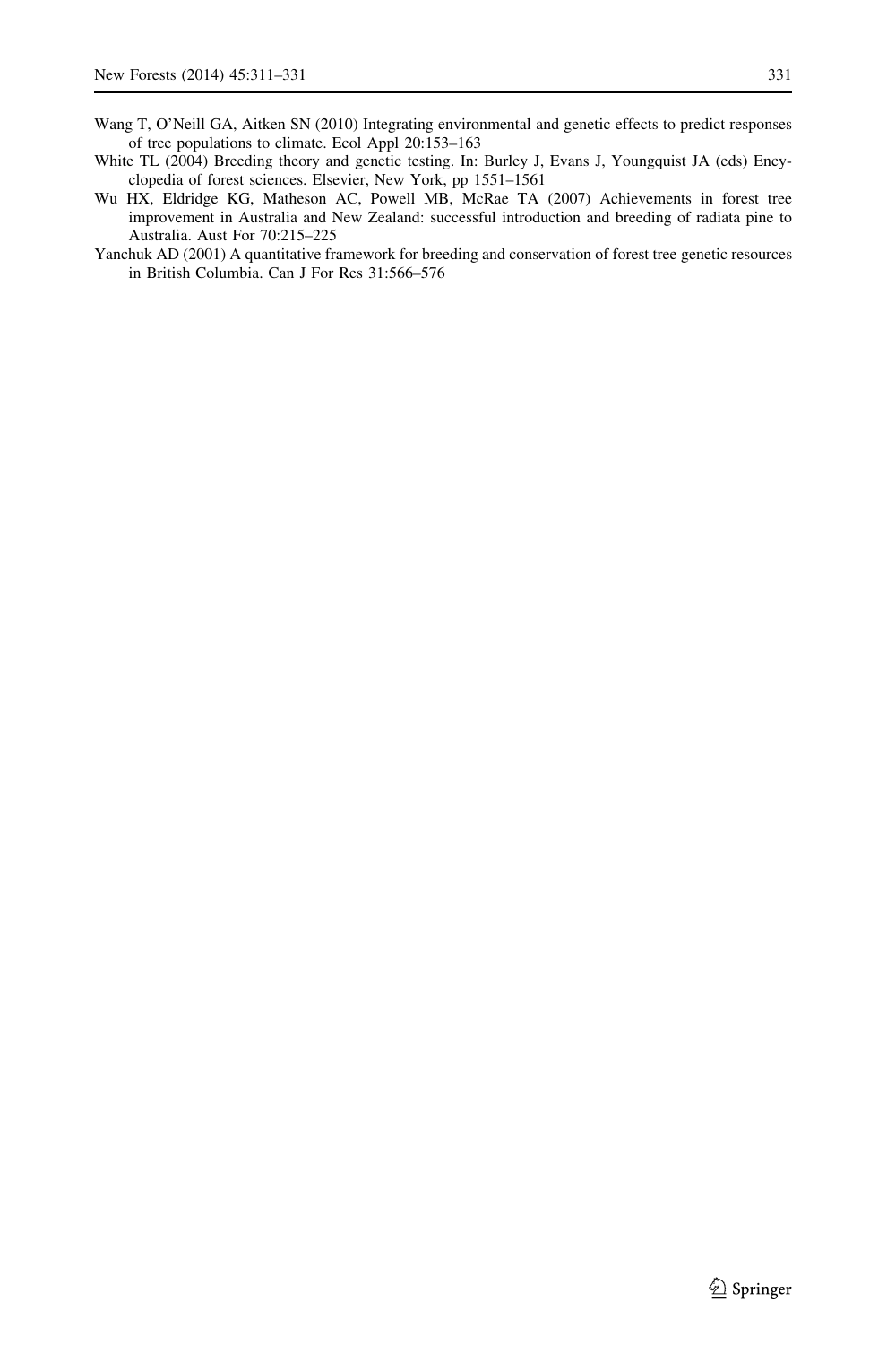Wang T, O'Neill GA, Aitken SN (2010) Integrating environmental and genetic effects to predict responses of tree populations to climate. Ecol Appl 20:153–163

White TL (2004) Breeding theory and genetic testing. In: Burley J, Evans J, Youngquist JA (eds) Encyclopedia of forest sciences. Elsevier, New York, pp 1551–1561

Wu HX, Eldridge KG, Matheson AC, Powell MB, McRae TA (2007) Achievements in forest tree improvement in Australia and New Zealand: successful introduction and breeding of radiata pine to Australia. Aust For 70:215–225

Yanchuk AD (2001) A quantitative framework for breeding and conservation of forest tree genetic resources in British Columbia. Can J For Res 31:566–576